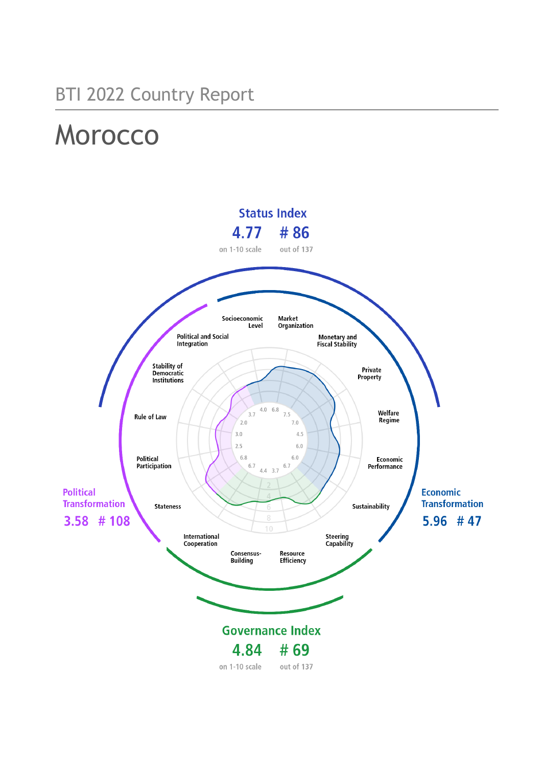BTI 2022 Country Report

# Morocco

Status Index
4.77 # 86
on 1-10 scale out of 137

Political Transformation
3.58 # 108

Economic Transformation
5.96 # 47

Governance Index
4.84 # 69
on 1-10 scale out of 137

Socioeconomic Level
Market Organization
Monetary and Fiscal Stability
Private Property
Welfare Regime
Economic Performance
Sustainability
Steering Capability
Resource Efficiency
Consensus-Building
International Cooperation
Stateness
Political Participation
Rule of Law
Stability of Democratic Institutions
Political and Social Integration

4.0 6.8 7.5 7.0 4.5 6.0 6.0 6.7 3.7 4.4 6.7 6.8 2.5 3.0 2.0 3.7

2 4 6 8 10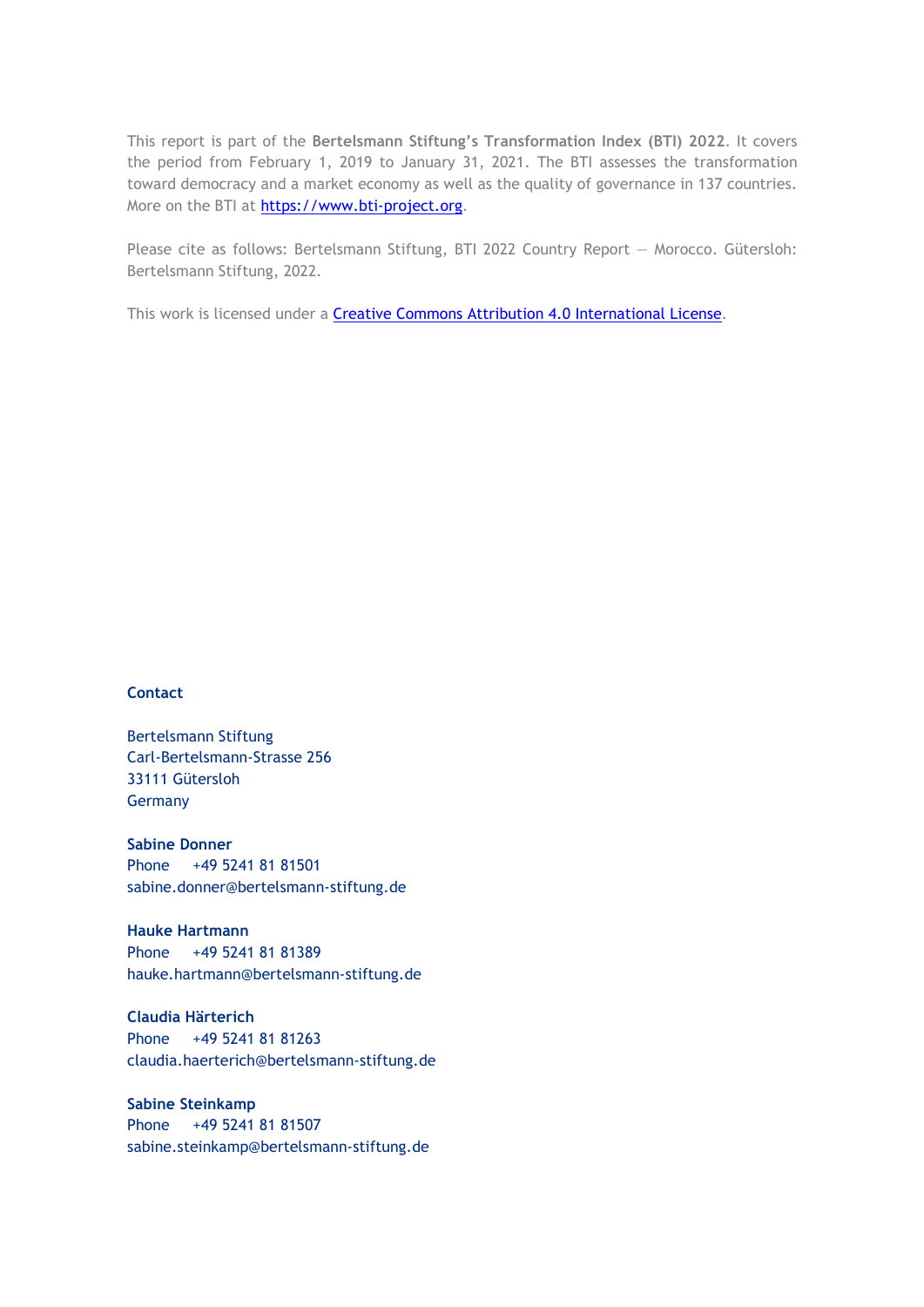This report is part of the **Bertelsmann Stiftung's Transformation Index (BTI) 2022**. It covers the period from February 1, 2019 to January 31, 2021. The BTI assesses the transformation toward democracy and a market economy as well as the quality of governance in 137 countries. More on the BTI at [https://www.bti-project.org](https://www.bti-project.org).

Please cite as follows: Bertelsmann Stiftung, BTI 2022 Country Report — Morocco. Gütersloh: Bertelsmann Stiftung, 2022.

This work is licensed under a [Creative Commons Attribution 4.0 International License](https://creativecommons.org/licenses/by/4.0/).

**Contact**

Bertelsmann Stiftung
Carl-Bertelsmann-Strasse 256
33111 Gütersloh
Germany

**Sabine Donner**
Phone +49 5241 81 81501
sabine.donner@bertelsmann-stiftung.de

**Hauke Hartmann**
Phone +49 5241 81 81389
hauke.hartmann@bertelsmann-stiftung.de

**Claudia Härterich**
Phone +49 5241 81 81263
claudia.haerterich@bertelsmann-stiftung.de

**Sabine Steinkamp**
Phone +49 5241 81 81507
sabine.steinkamp@bertelsmann-stiftung.de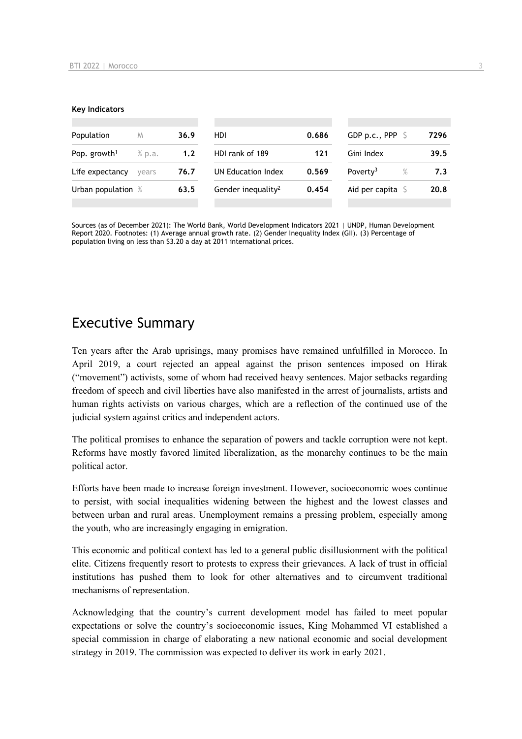**Key Indicators**

| | | | | | | | |
|---|---|---|---|---|---|---|---|
| Population | M | 36.9 | HDI | 0.686 | GDP p.c., PPP | $ | 7296 |
| Pop. growth[1] | % p.a. | 1.2 | HDI rank of 189 | 121 | Gini Index | | 39.5 |
| Life expectancy | years | 76.7 | UN Education Index | 0.569 | Poverty[3] | % | 7.3 |
| Urban population | % | 63.5 | Gender inequality[2] | 0.454 | Aid per capita | $ | 20.8 |

Sources (as of December 2021): The World Bank, World Development Indicators 2021 | UNDP, Human Development Report 2020. Footnotes: (1) Average annual growth rate. (2) Gender Inequality Index (GII). (3) Percentage of population living on less than $3.20 a day at 2011 international prices.

# Executive Summary

Ten years after the Arab uprisings, many promises have remained unfulfilled in Morocco. In April 2019, a court rejected an appeal against the prison sentences imposed on Hirak ("movement") activists, some of whom had received heavy sentences. Major setbacks regarding freedom of speech and civil liberties have also manifested in the arrest of journalists, artists and human rights activists on various charges, which are a reflection of the continued use of the judicial system against critics and independent actors.

The political promises to enhance the separation of powers and tackle corruption were not kept. Reforms have mostly favored limited liberalization, as the monarchy continues to be the main political actor.

Efforts have been made to increase foreign investment. However, socioeconomic woes continue to persist, with social inequalities widening between the highest and the lowest classes and between urban and rural areas. Unemployment remains a pressing problem, especially among the youth, who are increasingly engaging in emigration.

This economic and political context has led to a general public disillusionment with the political elite. Citizens frequently resort to protests to express their grievances. A lack of trust in official institutions has pushed them to look for other alternatives and to circumvent traditional mechanisms of representation.

Acknowledging that the country's current development model has failed to meet popular expectations or solve the country's socioeconomic issues, King Mohammed VI established a special commission in charge of elaborating a new national economic and social development strategy in 2019. The commission was expected to deliver its work in early 2021.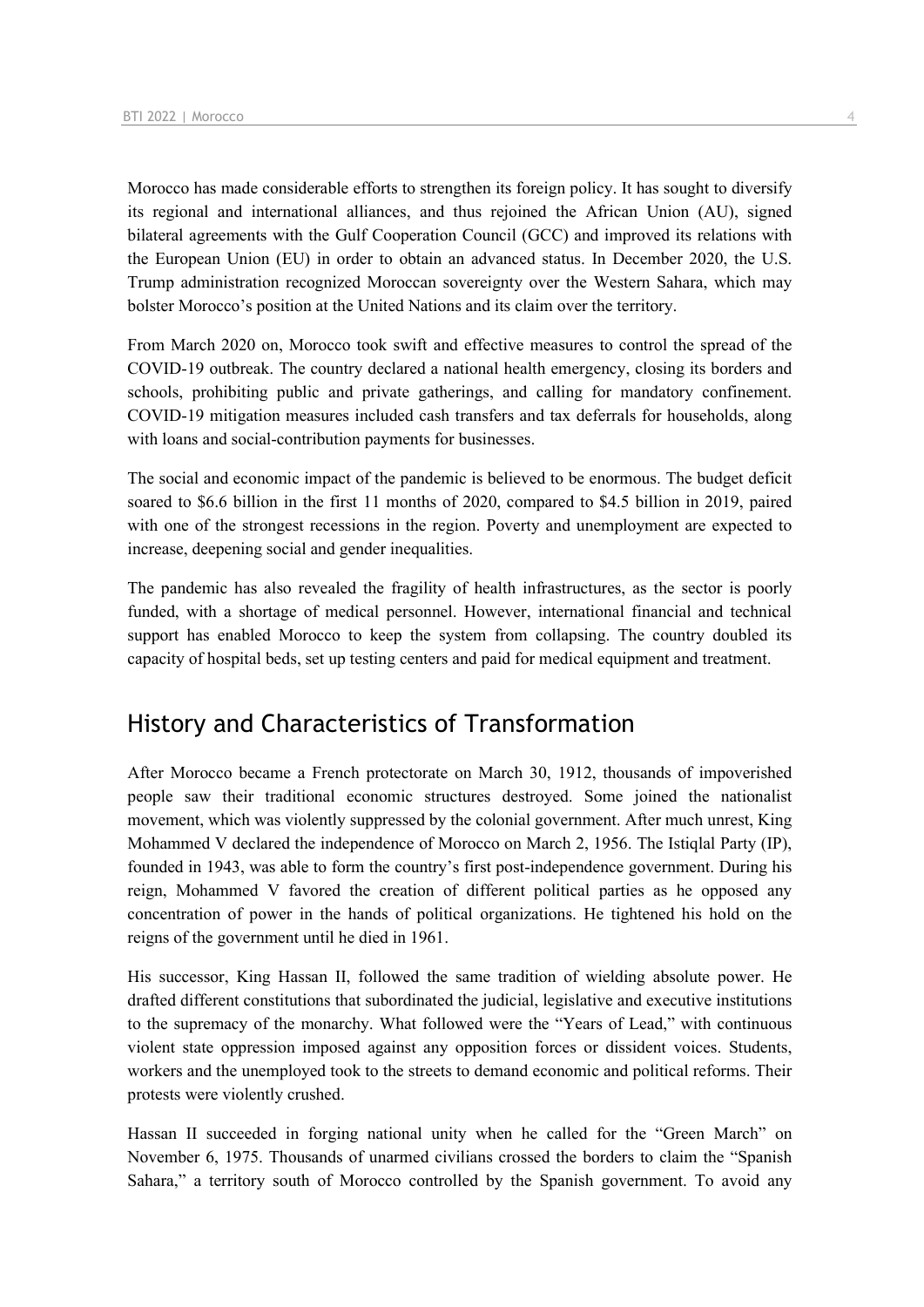Morocco has made considerable efforts to strengthen its foreign policy. It has sought to diversify its regional and international alliances, and thus rejoined the African Union (AU), signed bilateral agreements with the Gulf Cooperation Council (GCC) and improved its relations with the European Union (EU) in order to obtain an advanced status. In December 2020, the U.S. Trump administration recognized Moroccan sovereignty over the Western Sahara, which may bolster Morocco's position at the United Nations and its claim over the territory.

From March 2020 on, Morocco took swift and effective measures to control the spread of the COVID-19 outbreak. The country declared a national health emergency, closing its borders and schools, prohibiting public and private gatherings, and calling for mandatory confinement. COVID-19 mitigation measures included cash transfers and tax deferrals for households, along with loans and social-contribution payments for businesses.

The social and economic impact of the pandemic is believed to be enormous. The budget deficit soared to $6.6 billion in the first 11 months of 2020, compared to $4.5 billion in 2019, paired with one of the strongest recessions in the region. Poverty and unemployment are expected to increase, deepening social and gender inequalities.

The pandemic has also revealed the fragility of health infrastructures, as the sector is poorly funded, with a shortage of medical personnel. However, international financial and technical support has enabled Morocco to keep the system from collapsing. The country doubled its capacity of hospital beds, set up testing centers and paid for medical equipment and treatment.

## History and Characteristics of Transformation

After Morocco became a French protectorate on March 30, 1912, thousands of impoverished people saw their traditional economic structures destroyed. Some joined the nationalist movement, which was violently suppressed by the colonial government. After much unrest, King Mohammed V declared the independence of Morocco on March 2, 1956. The Istiqlal Party (IP), founded in 1943, was able to form the country's first post-independence government. During his reign, Mohammed V favored the creation of different political parties as he opposed any concentration of power in the hands of political organizations. He tightened his hold on the reigns of the government until he died in 1961.

His successor, King Hassan II, followed the same tradition of wielding absolute power. He drafted different constitutions that subordinated the judicial, legislative and executive institutions to the supremacy of the monarchy. What followed were the "Years of Lead," with continuous violent state oppression imposed against any opposition forces or dissident voices. Students, workers and the unemployed took to the streets to demand economic and political reforms. Their protests were violently crushed.

Hassan II succeeded in forging national unity when he called for the "Green March" on November 6, 1975. Thousands of unarmed civilians crossed the borders to claim the "Spanish Sahara," a territory south of Morocco controlled by the Spanish government. To avoid any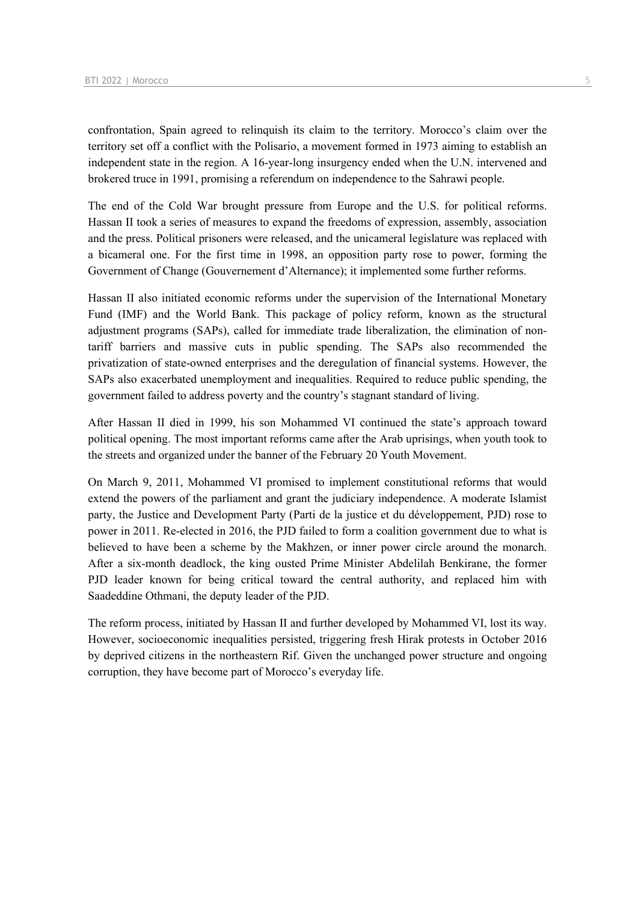confrontation, Spain agreed to relinquish its claim to the territory. Morocco's claim over the territory set off a conflict with the Polisario, a movement formed in 1973 aiming to establish an independent state in the region. A 16-year-long insurgency ended when the U.N. intervened and brokered truce in 1991, promising a referendum on independence to the Sahrawi people.

The end of the Cold War brought pressure from Europe and the U.S. for political reforms. Hassan II took a series of measures to expand the freedoms of expression, assembly, association and the press. Political prisoners were released, and the unicameral legislature was replaced with a bicameral one. For the first time in 1998, an opposition party rose to power, forming the Government of Change (Gouvernement d'Alternance); it implemented some further reforms.

Hassan II also initiated economic reforms under the supervision of the International Monetary Fund (IMF) and the World Bank. This package of policy reform, known as the structural adjustment programs (SAPs), called for immediate trade liberalization, the elimination of non-tariff barriers and massive cuts in public spending. The SAPs also recommended the privatization of state-owned enterprises and the deregulation of financial systems. However, the SAPs also exacerbated unemployment and inequalities. Required to reduce public spending, the government failed to address poverty and the country's stagnant standard of living.

After Hassan II died in 1999, his son Mohammed VI continued the state's approach toward political opening. The most important reforms came after the Arab uprisings, when youth took to the streets and organized under the banner of the February 20 Youth Movement.

On March 9, 2011, Mohammed VI promised to implement constitutional reforms that would extend the powers of the parliament and grant the judiciary independence. A moderate Islamist party, the Justice and Development Party (Parti de la justice et du développement, PJD) rose to power in 2011. Re-elected in 2016, the PJD failed to form a coalition government due to what is believed to have been a scheme by the Makhzen, or inner power circle around the monarch. After a six-month deadlock, the king ousted Prime Minister Abdelilah Benkirane, the former PJD leader known for being critical toward the central authority, and replaced him with Saadeddine Othmani, the deputy leader of the PJD.

The reform process, initiated by Hassan II and further developed by Mohammed VI, lost its way. However, socioeconomic inequalities persisted, triggering fresh Hirak protests in October 2016 by deprived citizens in the northeastern Rif. Given the unchanged power structure and ongoing corruption, they have become part of Morocco's everyday life.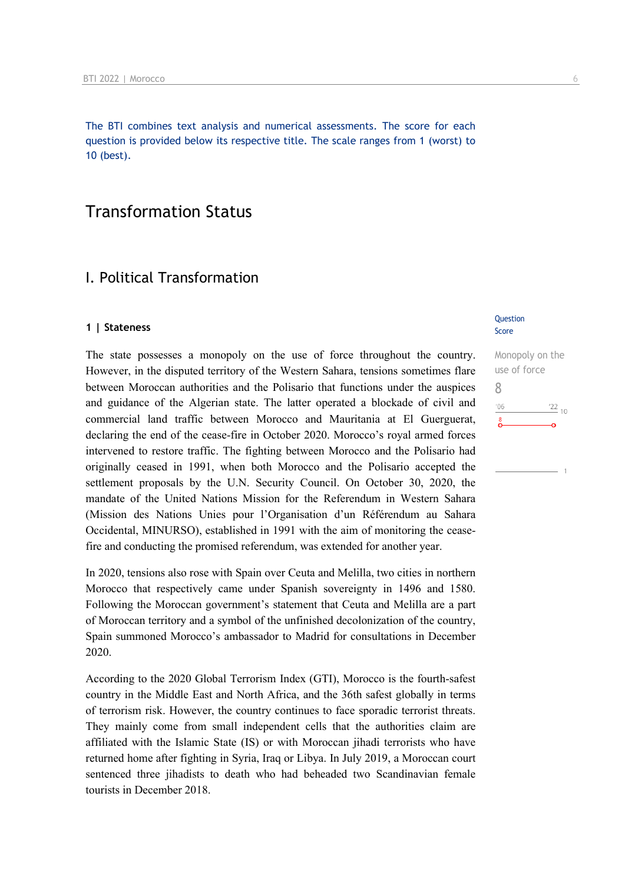The BTI combines text analysis and numerical assessments. The score for each question is provided below its respective title. The scale ranges from 1 (worst) to 10 (best).

# Transformation Status

## I. Political Transformation

### 1 | Stateness

Question Score

Monopoly on the use of force
8

'06 '22 10
8
1

The state possesses a monopoly on the use of force throughout the country. However, in the disputed territory of the Western Sahara, tensions sometimes flare between Moroccan authorities and the Polisario that functions under the auspices and guidance of the Algerian state. The latter operated a blockade of civil and commercial land traffic between Morocco and Mauritania at El Guerguerat, declaring the end of the cease-fire in October 2020. Morocco's royal armed forces intervened to restore traffic. The fighting between Morocco and the Polisario had originally ceased in 1991, when both Morocco and the Polisario accepted the settlement proposals by the U.N. Security Council. On October 30, 2020, the mandate of the United Nations Mission for the Referendum in Western Sahara (Mission des Nations Unies pour l'Organisation d'un Référendum au Sahara Occidental, MINURSO), established in 1991 with the aim of monitoring the cease-fire and conducting the promised referendum, was extended for another year.

In 2020, tensions also rose with Spain over Ceuta and Melilla, two cities in northern Morocco that respectively came under Spanish sovereignty in 1496 and 1580. Following the Moroccan government's statement that Ceuta and Melilla are a part of Moroccan territory and a symbol of the unfinished decolonization of the country, Spain summoned Morocco's ambassador to Madrid for consultations in December 2020.

According to the 2020 Global Terrorism Index (GTI), Morocco is the fourth-safest country in the Middle East and North Africa, and the 36th safest globally in terms of terrorism risk. However, the country continues to face sporadic terrorist threats. They mainly come from small independent cells that the authorities claim are affiliated with the Islamic State (IS) or with Moroccan jihadi terrorists who have returned home after fighting in Syria, Iraq or Libya. In July 2019, a Moroccan court sentenced three jihadists to death who had beheaded two Scandinavian female tourists in December 2018.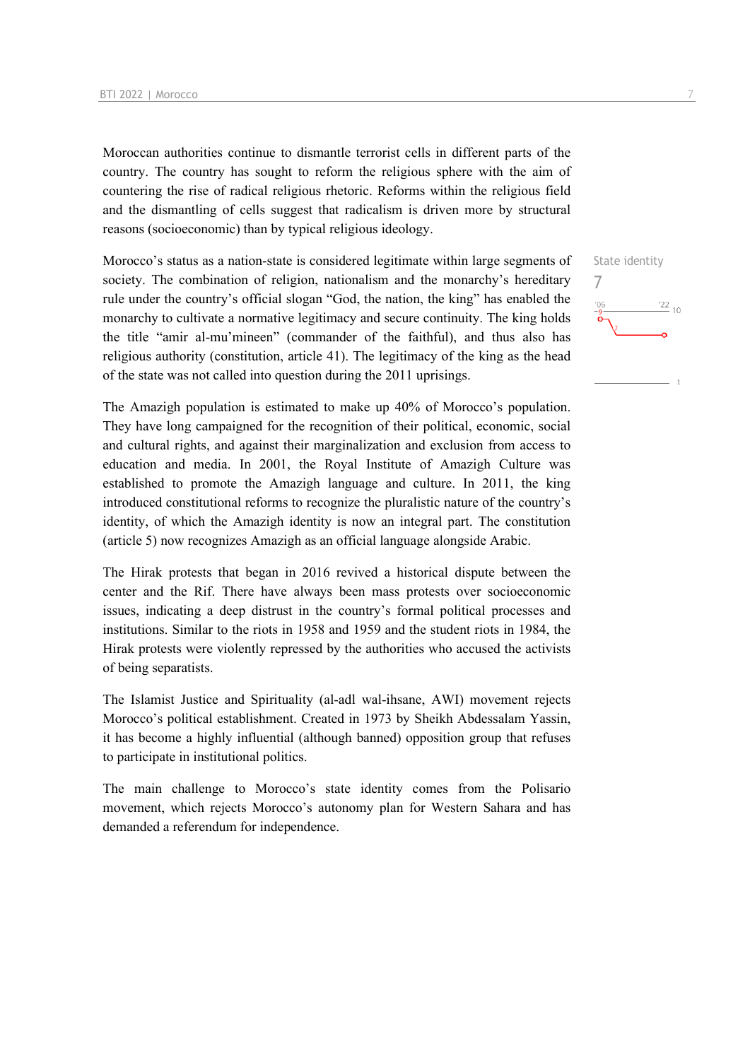Moroccan authorities continue to dismantle terrorist cells in different parts of the country. The country has sought to reform the religious sphere with the aim of countering the rise of radical religious rhetoric. Reforms within the religious field and the dismantling of cells suggest that radicalism is driven more by structural reasons (socioeconomic) than by typical religious ideology.

Morocco's status as a nation-state is considered legitimate within large segments of society. The combination of religion, nationalism and the monarchy's hereditary rule under the country's official slogan "God, the nation, the king" has enabled the monarchy to cultivate a normative legitimacy and secure continuity. The king holds the title "amir al-mu'mineen" (commander of the faithful), and thus also has religious authority (constitution, article 41). The legitimacy of the king as the head of the state was not called into question during the 2011 uprisings.

State identity
7

'06
'22
10
9
7
1

The Amazigh population is estimated to make up 40% of Morocco's population. They have long campaigned for the recognition of their political, economic, social and cultural rights, and against their marginalization and exclusion from access to education and media. In 2001, the Royal Institute of Amazigh Culture was established to promote the Amazigh language and culture. In 2011, the king introduced constitutional reforms to recognize the pluralistic nature of the country's identity, of which the Amazigh identity is now an integral part. The constitution (article 5) now recognizes Amazigh as an official language alongside Arabic.

The Hirak protests that began in 2016 revived a historical dispute between the center and the Rif. There have always been mass protests over socioeconomic issues, indicating a deep distrust in the country's formal political processes and institutions. Similar to the riots in 1958 and 1959 and the student riots in 1984, the Hirak protests were violently repressed by the authorities who accused the activists of being separatists.

The Islamist Justice and Spirituality (al-adl wal-ihsane, AWI) movement rejects Morocco's political establishment. Created in 1973 by Sheikh Abdessalam Yassin, it has become a highly influential (although banned) opposition group that refuses to participate in institutional politics.

The main challenge to Morocco's state identity comes from the Polisario movement, which rejects Morocco's autonomy plan for Western Sahara and has demanded a referendum for independence.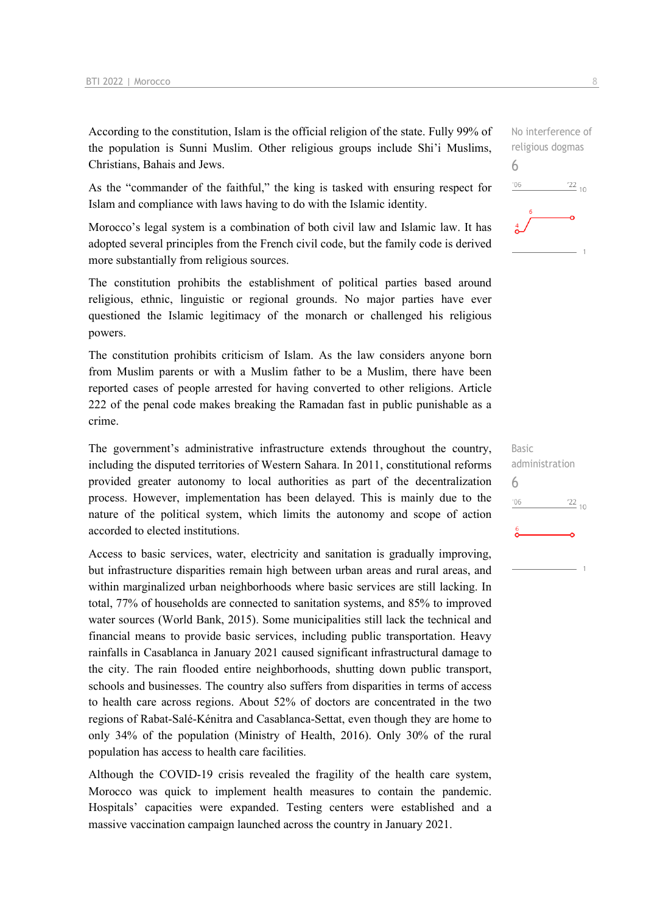According to the constitution, Islam is the official religion of the state. Fully 99% of the population is Sunni Muslim. Other religious groups include Shi'i Muslims, Christians, Bahais and Jews.

No interference of religious dogmas
6
'06
'22
10
6
4
1

As the "commander of the faithful," the king is tasked with ensuring respect for Islam and compliance with laws having to do with the Islamic identity.

Morocco's legal system is a combination of both civil law and Islamic law. It has adopted several principles from the French civil code, but the family code is derived more substantially from religious sources.

The constitution prohibits the establishment of political parties based around religious, ethnic, linguistic or regional grounds. No major parties have ever questioned the Islamic legitimacy of the monarch or challenged his religious powers.

The constitution prohibits criticism of Islam. As the law considers anyone born from Muslim parents or with a Muslim father to be a Muslim, there have been reported cases of people arrested for having converted to other religions. Article 222 of the penal code makes breaking the Ramadan fast in public punishable as a crime.

The government's administrative infrastructure extends throughout the country, including the disputed territories of Western Sahara. In 2011, constitutional reforms provided greater autonomy to local authorities as part of the decentralization process. However, implementation has been delayed. This is mainly due to the nature of the political system, which limits the autonomy and scope of action accorded to elected institutions.

Basic administration
6
'06
'22
10
6
1

Access to basic services, water, electricity and sanitation is gradually improving, but infrastructure disparities remain high between urban areas and rural areas, and within marginalized urban neighborhoods where basic services are still lacking. In total, 77% of households are connected to sanitation systems, and 85% to improved water sources (World Bank, 2015). Some municipalities still lack the technical and financial means to provide basic services, including public transportation. Heavy rainfalls in Casablanca in January 2021 caused significant infrastructural damage to the city. The rain flooded entire neighborhoods, shutting down public transport, schools and businesses. The country also suffers from disparities in terms of access to health care across regions. About 52% of doctors are concentrated in the two regions of Rabat-Salé-Kénitra and Casablanca-Settat, even though they are home to only 34% of the population (Ministry of Health, 2016). Only 30% of the rural population has access to health care facilities.

Although the COVID-19 crisis revealed the fragility of the health care system, Morocco was quick to implement health measures to contain the pandemic. Hospitals' capacities were expanded. Testing centers were established and a massive vaccination campaign launched across the country in January 2021.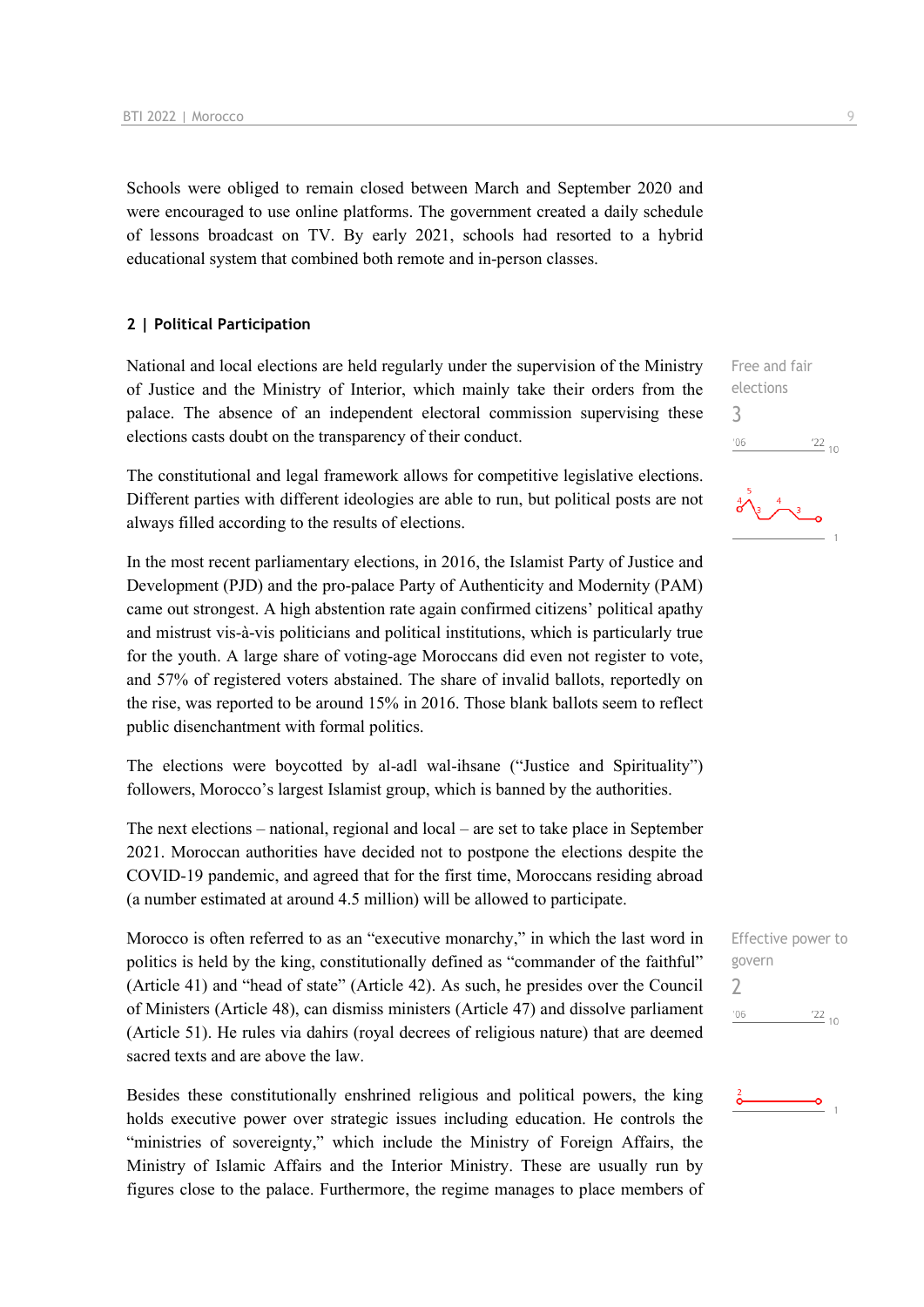Schools were obliged to remain closed between March and September 2020 and were encouraged to use online platforms. The government created a daily schedule of lessons broadcast on TV. By early 2021, schools had resorted to a hybrid educational system that combined both remote and in-person classes.

## 2 | Political Participation

Free and fair elections
3
'06 '22 10
4 5 3 4 3
1

National and local elections are held regularly under the supervision of the Ministry of Justice and the Ministry of Interior, which mainly take their orders from the palace. The absence of an independent electoral commission supervising these elections casts doubt on the transparency of their conduct.

The constitutional and legal framework allows for competitive legislative elections. Different parties with different ideologies are able to run, but political posts are not always filled according to the results of elections.

In the most recent parliamentary elections, in 2016, the Islamist Party of Justice and Development (PJD) and the pro-palace Party of Authenticity and Modernity (PAM) came out strongest. A high abstention rate again confirmed citizens' political apathy and mistrust vis-à-vis politicians and political institutions, which is particularly true for the youth. A large share of voting-age Moroccans did even not register to vote, and 57% of registered voters abstained. The share of invalid ballots, reportedly on the rise, was reported to be around 15% in 2016. Those blank ballots seem to reflect public disenchantment with formal politics.

The elections were boycotted by al-adl wal-ihsane ("Justice and Spirituality") followers, Morocco's largest Islamist group, which is banned by the authorities.

The next elections – national, regional and local – are set to take place in September 2021. Moroccan authorities have decided not to postpone the elections despite the COVID-19 pandemic, and agreed that for the first time, Moroccans residing abroad (a number estimated at around 4.5 million) will be allowed to participate.

Effective power to govern
2
'06 '22 10
2
1

Morocco is often referred to as an "executive monarchy," in which the last word in politics is held by the king, constitutionally defined as "commander of the faithful" (Article 41) and "head of state" (Article 42). As such, he presides over the Council of Ministers (Article 48), can dismiss ministers (Article 47) and dissolve parliament (Article 51). He rules via dahirs (royal decrees of religious nature) that are deemed sacred texts and are above the law.

Besides these constitutionally enshrined religious and political powers, the king holds executive power over strategic issues including education. He controls the "ministries of sovereignty," which include the Ministry of Foreign Affairs, the Ministry of Islamic Affairs and the Interior Ministry. These are usually run by figures close to the palace. Furthermore, the regime manages to place members of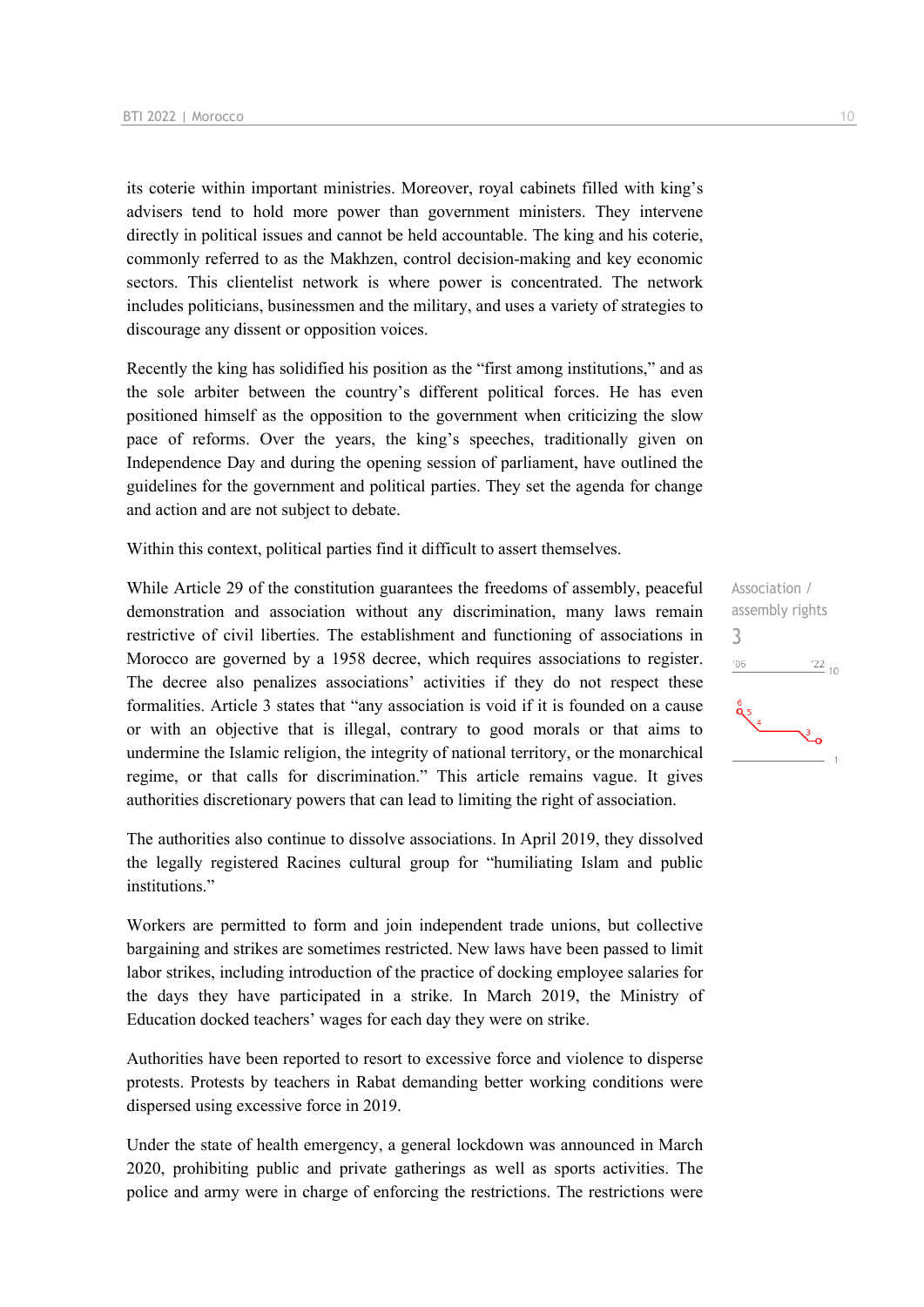its coterie within important ministries. Moreover, royal cabinets filled with king's advisers tend to hold more power than government ministers. They intervene directly in political issues and cannot be held accountable. The king and his coterie, commonly referred to as the Makhzen, control decision-making and key economic sectors. This clientelist network is where power is concentrated. The network includes politicians, businessmen and the military, and uses a variety of strategies to discourage any dissent or opposition voices.

Recently the king has solidified his position as the "first among institutions," and as the sole arbiter between the country's different political forces. He has even positioned himself as the opposition to the government when criticizing the slow pace of reforms. Over the years, the king's speeches, traditionally given on Independence Day and during the opening session of parliament, have outlined the guidelines for the government and political parties. They set the agenda for change and action and are not subject to debate.

Within this context, political parties find it difficult to assert themselves.

Association / assembly rights

3

'06 '22 10

6 5 4 3

1

While Article 29 of the constitution guarantees the freedoms of assembly, peaceful demonstration and association without any discrimination, many laws remain restrictive of civil liberties. The establishment and functioning of associations in Morocco are governed by a 1958 decree, which requires associations to register. The decree also penalizes associations' activities if they do not respect these formalities. Article 3 states that "any association is void if it is founded on a cause or with an objective that is illegal, contrary to good morals or that aims to undermine the Islamic religion, the integrity of national territory, or the monarchical regime, or that calls for discrimination." This article remains vague. It gives authorities discretionary powers that can lead to limiting the right of association.

The authorities also continue to dissolve associations. In April 2019, they dissolved the legally registered Racines cultural group for "humiliating Islam and public institutions."

Workers are permitted to form and join independent trade unions, but collective bargaining and strikes are sometimes restricted. New laws have been passed to limit labor strikes, including introduction of the practice of docking employee salaries for the days they have participated in a strike. In March 2019, the Ministry of Education docked teachers' wages for each day they were on strike.

Authorities have been reported to resort to excessive force and violence to disperse protests. Protests by teachers in Rabat demanding better working conditions were dispersed using excessive force in 2019.

Under the state of health emergency, a general lockdown was announced in March 2020, prohibiting public and private gatherings as well as sports activities. The police and army were in charge of enforcing the restrictions. The restrictions were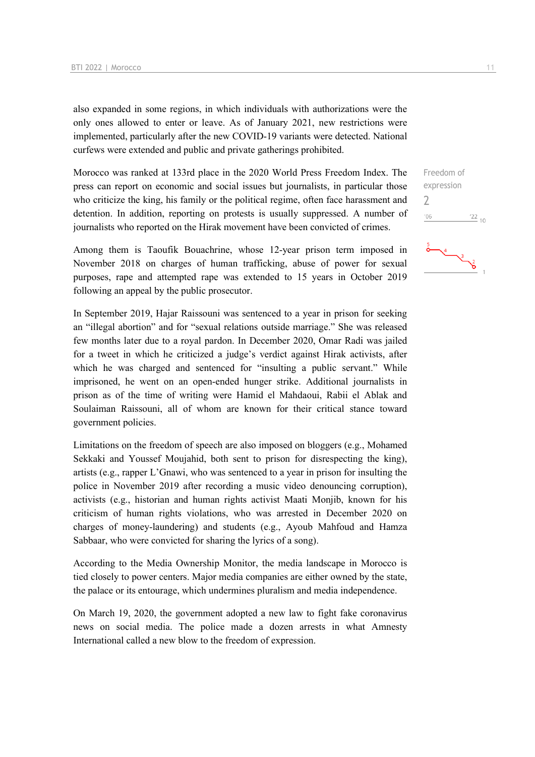also expanded in some regions, in which individuals with authorizations were the only ones allowed to enter or leave. As of January 2021, new restrictions were implemented, particularly after the new COVID-19 variants were detected. National curfews were extended and public and private gatherings prohibited.

Freedom of expression
2

Morocco was ranked at 133rd place in the 2020 World Press Freedom Index. The press can report on economic and social issues but journalists, in particular those who criticize the king, his family or the political regime, often face harassment and detention. In addition, reporting on protests is usually suppressed. A number of journalists who reported on the Hirak movement have been convicted of crimes.

Among them is Taoufik Bouachrine, whose 12-year prison term imposed in November 2018 on charges of human trafficking, abuse of power for sexual purposes, rape and attempted rape was extended to 15 years in October 2019 following an appeal by the public prosecutor.

In September 2019, Hajar Raissouni was sentenced to a year in prison for seeking an "illegal abortion" and for "sexual relations outside marriage." She was released few months later due to a royal pardon. In December 2020, Omar Radi was jailed for a tweet in which he criticized a judge's verdict against Hirak activists, after which he was charged and sentenced for "insulting a public servant." While imprisoned, he went on an open-ended hunger strike. Additional journalists in prison as of the time of writing were Hamid el Mahdaoui, Rabii el Ablak and Soulaiman Raissouni, all of whom are known for their critical stance toward government policies.

Limitations on the freedom of speech are also imposed on bloggers (e.g., Mohamed Sekkaki and Youssef Moujahid, both sent to prison for disrespecting the king), artists (e.g., rapper L'Gnawi, who was sentenced to a year in prison for insulting the police in November 2019 after recording a music video denouncing corruption), activists (e.g., historian and human rights activist Maati Monjib, known for his criticism of human rights violations, who was arrested in December 2020 on charges of money-laundering) and students (e.g., Ayoub Mahfoud and Hamza Sabbaar, who were convicted for sharing the lyrics of a song).

According to the Media Ownership Monitor, the media landscape in Morocco is tied closely to power centers. Major media companies are either owned by the state, the palace or its entourage, which undermines pluralism and media independence.

On March 19, 2020, the government adopted a new law to fight fake coronavirus news on social media. The police made a dozen arrests in what Amnesty International called a new blow to the freedom of expression.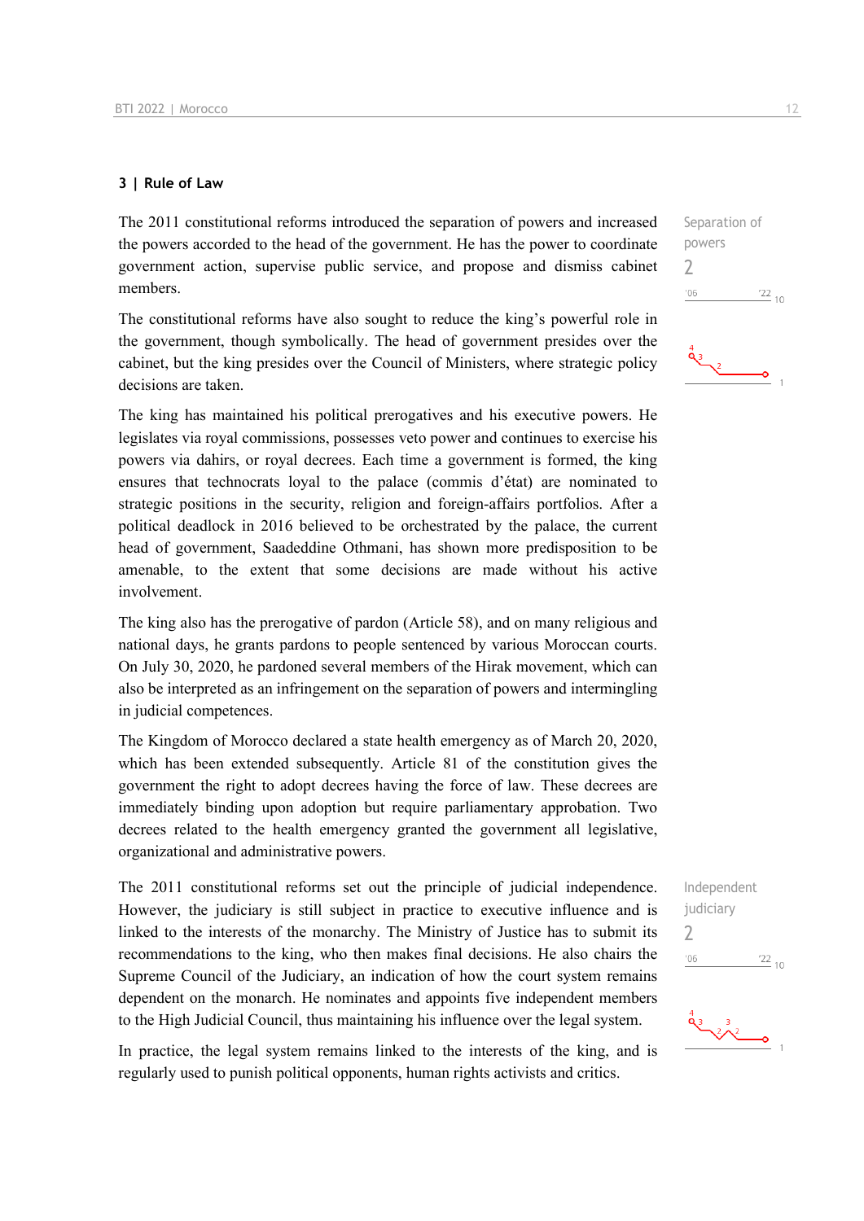## 3 | Rule of Law

The 2011 constitutional reforms introduced the separation of powers and increased the powers accorded to the head of the government. He has the power to coordinate government action, supervise public service, and propose and dismiss cabinet members.

Separation of powers
2
'06 '22 10
4 3 2
1

The constitutional reforms have also sought to reduce the king's powerful role in the government, though symbolically. The head of government presides over the cabinet, but the king presides over the Council of Ministers, where strategic policy decisions are taken.

The king has maintained his political prerogatives and his executive powers. He legislates via royal commissions, possesses veto power and continues to exercise his powers via dahirs, or royal decrees. Each time a government is formed, the king ensures that technocrats loyal to the palace (commis d'état) are nominated to strategic positions in the security, religion and foreign-affairs portfolios. After a political deadlock in 2016 believed to be orchestrated by the palace, the current head of government, Saadeddine Othmani, has shown more predisposition to be amenable, to the extent that some decisions are made without his active involvement.

The king also has the prerogative of pardon (Article 58), and on many religious and national days, he grants pardons to people sentenced by various Moroccan courts. On July 30, 2020, he pardoned several members of the Hirak movement, which can also be interpreted as an infringement on the separation of powers and intermingling in judicial competences.

The Kingdom of Morocco declared a state health emergency as of March 20, 2020, which has been extended subsequently. Article 81 of the constitution gives the government the right to adopt decrees having the force of law. These decrees are immediately binding upon adoption but require parliamentary approbation. Two decrees related to the health emergency granted the government all legislative, organizational and administrative powers.

The 2011 constitutional reforms set out the principle of judicial independence. However, the judiciary is still subject in practice to executive influence and is linked to the interests of the monarchy. The Ministry of Justice has to submit its recommendations to the king, who then makes final decisions. He also chairs the Supreme Council of the Judiciary, an indication of how the court system remains dependent on the monarch. He nominates and appoints five independent members to the High Judicial Council, thus maintaining his influence over the legal system.

Independent judiciary
2
'06 '22 10
4 3 2 3 2
1

In practice, the legal system remains linked to the interests of the king, and is regularly used to punish political opponents, human rights activists and critics.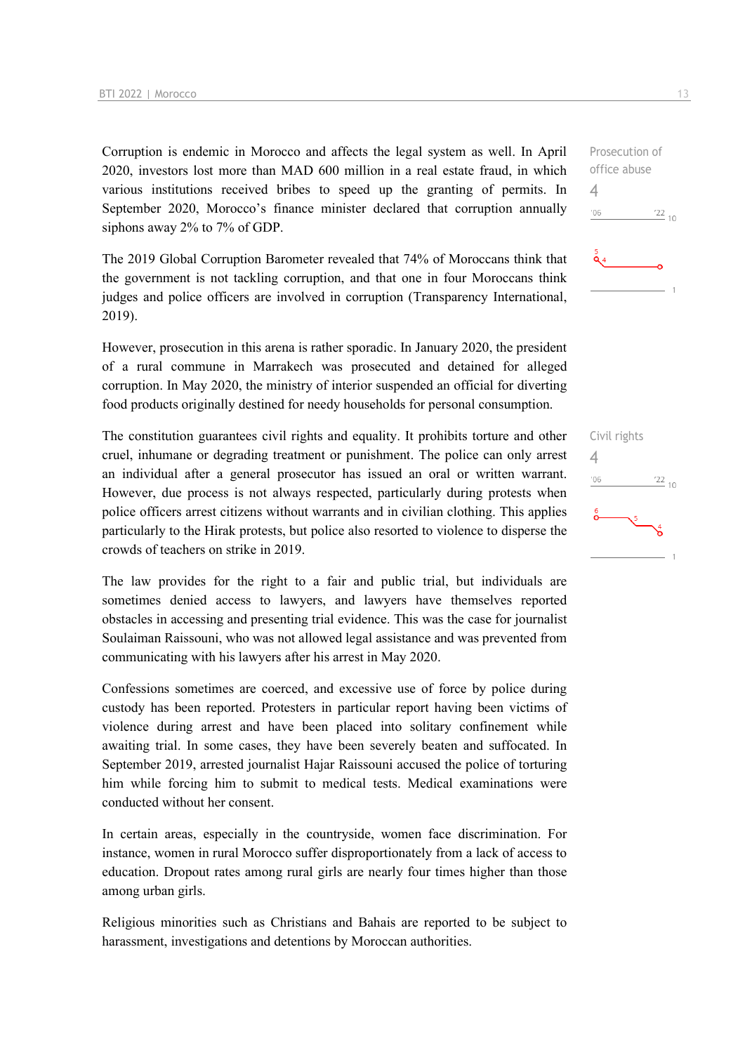Corruption is endemic in Morocco and affects the legal system as well. In April 2020, investors lost more than MAD 600 million in a real estate fraud, in which various institutions received bribes to speed up the granting of permits. In September 2020, Morocco's finance minister declared that corruption annually siphons away 2% to 7% of GDP.

Prosecution of office abuse
4
'06 '22 10
5 4
1

The 2019 Global Corruption Barometer revealed that 74% of Moroccans think that the government is not tackling corruption, and that one in four Moroccans think judges and police officers are involved in corruption (Transparency International, 2019).

However, prosecution in this arena is rather sporadic. In January 2020, the president of a rural commune in Marrakech was prosecuted and detained for alleged corruption. In May 2020, the ministry of interior suspended an official for diverting food products originally destined for needy households for personal consumption.

The constitution guarantees civil rights and equality. It prohibits torture and other cruel, inhumane or degrading treatment or punishment. The police can only arrest an individual after a general prosecutor has issued an oral or written warrant. However, due process is not always respected, particularly during protests when police officers arrest citizens without warrants and in civilian clothing. This applies particularly to the Hirak protests, but police also resorted to violence to disperse the crowds of teachers on strike in 2019.

Civil rights
4
'06 '22 10
6 5 4
1

The law provides for the right to a fair and public trial, but individuals are sometimes denied access to lawyers, and lawyers have themselves reported obstacles in accessing and presenting trial evidence. This was the case for journalist Soulaiman Raissouni, who was not allowed legal assistance and was prevented from communicating with his lawyers after his arrest in May 2020.

Confessions sometimes are coerced, and excessive use of force by police during custody has been reported. Protesters in particular report having been victims of violence during arrest and have been placed into solitary confinement while awaiting trial. In some cases, they have been severely beaten and suffocated. In September 2019, arrested journalist Hajar Raissouni accused the police of torturing him while forcing him to submit to medical tests. Medical examinations were conducted without her consent.

In certain areas, especially in the countryside, women face discrimination. For instance, women in rural Morocco suffer disproportionately from a lack of access to education. Dropout rates among rural girls are nearly four times higher than those among urban girls.

Religious minorities such as Christians and Bahais are reported to be subject to harassment, investigations and detentions by Moroccan authorities.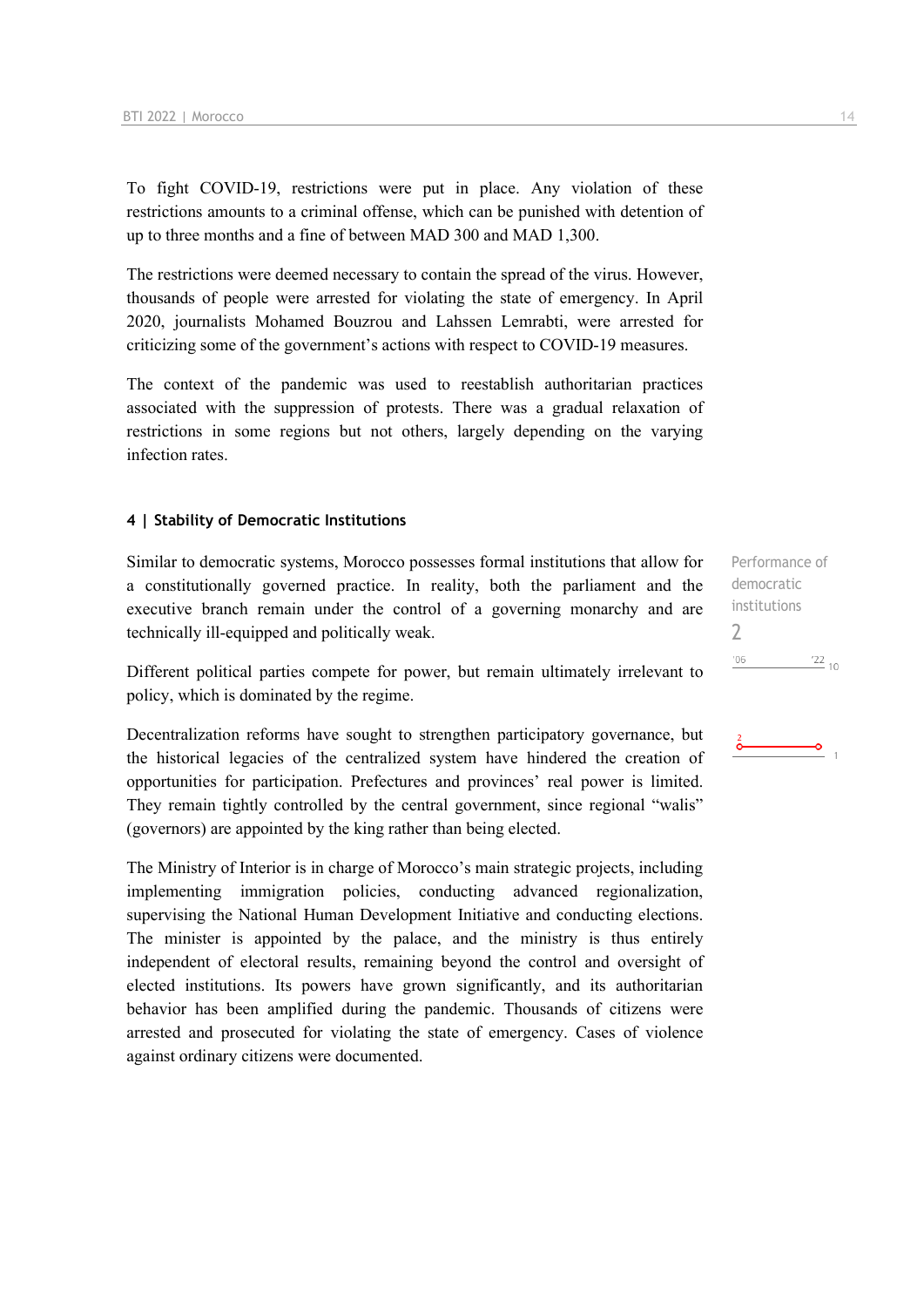To fight COVID-19, restrictions were put in place. Any violation of these restrictions amounts to a criminal offense, which can be punished with detention of up to three months and a fine of between MAD 300 and MAD 1,300.

The restrictions were deemed necessary to contain the spread of the virus. However, thousands of people were arrested for violating the state of emergency. In April 2020, journalists Mohamed Bouzrou and Lahssen Lemrabti, were arrested for criticizing some of the government's actions with respect to COVID-19 measures.

The context of the pandemic was used to reestablish authoritarian practices associated with the suppression of protests. There was a gradual relaxation of restrictions in some regions but not others, largely depending on the varying infection rates.

#### 4 | Stability of Democratic Institutions

Performance of democratic institutions
2

'06 '22 10

2
1

Similar to democratic systems, Morocco possesses formal institutions that allow for a constitutionally governed practice. In reality, both the parliament and the executive branch remain under the control of a governing monarchy and are technically ill-equipped and politically weak.

Different political parties compete for power, but remain ultimately irrelevant to policy, which is dominated by the regime.

Decentralization reforms have sought to strengthen participatory governance, but the historical legacies of the centralized system have hindered the creation of opportunities for participation. Prefectures and provinces' real power is limited. They remain tightly controlled by the central government, since regional "walis" (governors) are appointed by the king rather than being elected.

The Ministry of Interior is in charge of Morocco's main strategic projects, including implementing immigration policies, conducting advanced regionalization, supervising the National Human Development Initiative and conducting elections. The minister is appointed by the palace, and the ministry is thus entirely independent of electoral results, remaining beyond the control and oversight of elected institutions. Its powers have grown significantly, and its authoritarian behavior has been amplified during the pandemic. Thousands of citizens were arrested and prosecuted for violating the state of emergency. Cases of violence against ordinary citizens were documented.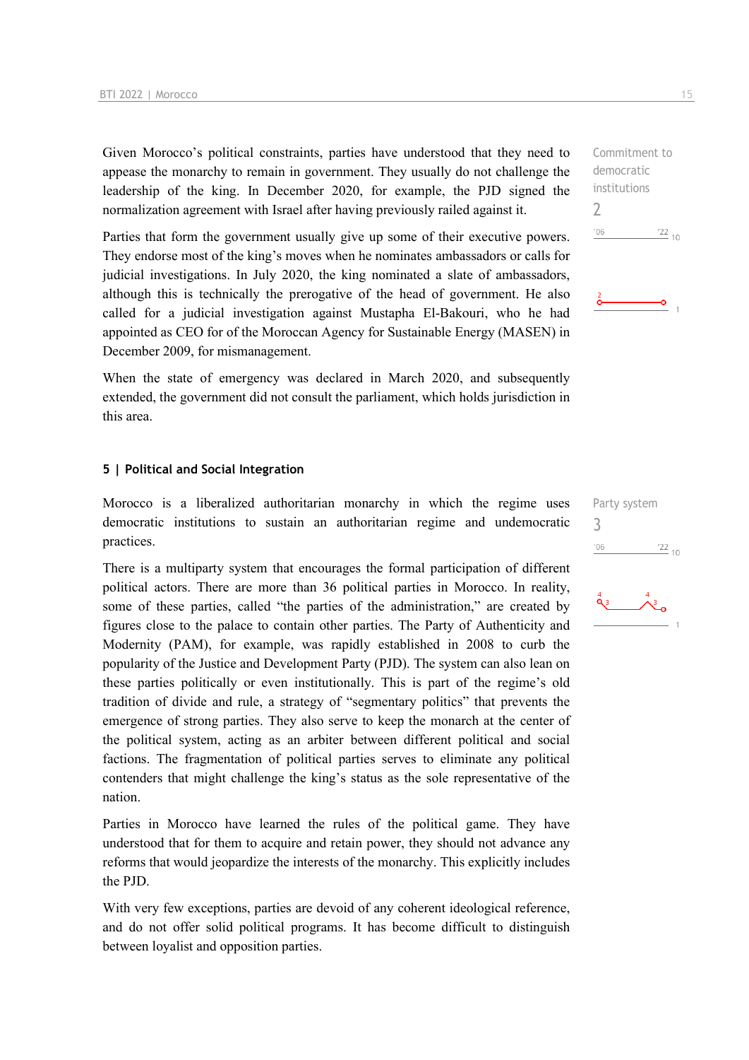Given Morocco's political constraints, parties have understood that they need to appease the monarchy to remain in government. They usually do not challenge the leadership of the king. In December 2020, for example, the PJD signed the normalization agreement with Israel after having previously railed against it.

Commitment to democratic institutions
2

Parties that form the government usually give up some of their executive powers. They endorse most of the king's moves when he nominates ambassadors or calls for judicial investigations. In July 2020, the king nominated a slate of ambassadors, although this is technically the prerogative of the head of government. He also called for a judicial investigation against Mustapha El-Bakouri, who he had appointed as CEO for of the Moroccan Agency for Sustainable Energy (MASEN) in December 2009, for mismanagement.

When the state of emergency was declared in March 2020, and subsequently extended, the government did not consult the parliament, which holds jurisdiction in this area.

## 5 | Political and Social Integration

Morocco is a liberalized authoritarian monarchy in which the regime uses democratic institutions to sustain an authoritarian regime and undemocratic practices.

Party system
3

There is a multiparty system that encourages the formal participation of different political actors. There are more than 36 political parties in Morocco. In reality, some of these parties, called "the parties of the administration," are created by figures close to the palace to contain other parties. The Party of Authenticity and Modernity (PAM), for example, was rapidly established in 2008 to curb the popularity of the Justice and Development Party (PJD). The system can also lean on these parties politically or even institutionally. This is part of the regime's old tradition of divide and rule, a strategy of "segmentary politics" that prevents the emergence of strong parties. They also serve to keep the monarch at the center of the political system, acting as an arbiter between different political and social factions. The fragmentation of political parties serves to eliminate any political contenders that might challenge the king's status as the sole representative of the nation.

Parties in Morocco have learned the rules of the political game. They have understood that for them to acquire and retain power, they should not advance any reforms that would jeopardize the interests of the monarchy. This explicitly includes the PJD.

With very few exceptions, parties are devoid of any coherent ideological reference, and do not offer solid political programs. It has become difficult to distinguish between loyalist and opposition parties.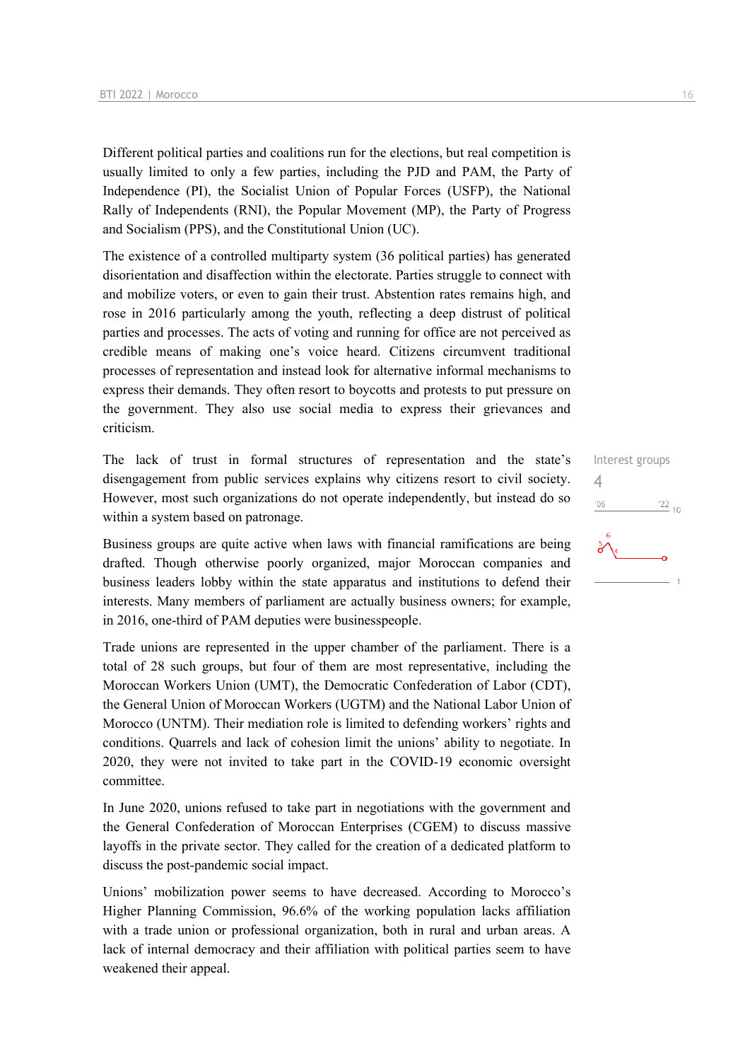Different political parties and coalitions run for the elections, but real competition is usually limited to only a few parties, including the PJD and PAM, the Party of Independence (PI), the Socialist Union of Popular Forces (USFP), the National Rally of Independents (RNI), the Popular Movement (MP), the Party of Progress and Socialism (PPS), and the Constitutional Union (UC).

The existence of a controlled multiparty system (36 political parties) has generated disorientation and disaffection within the electorate. Parties struggle to connect with and mobilize voters, or even to gain their trust. Abstention rates remains high, and rose in 2016 particularly among the youth, reflecting a deep distrust of political parties and processes. The acts of voting and running for office are not perceived as credible means of making one's voice heard. Citizens circumvent traditional processes of representation and instead look for alternative informal mechanisms to express their demands. They often resort to boycotts and protests to put pressure on the government. They also use social media to express their grievances and criticism.

Interest groups
4
'06 '22 10
6
5
4
1

The lack of trust in formal structures of representation and the state's disengagement from public services explains why citizens resort to civil society. However, most such organizations do not operate independently, but instead do so within a system based on patronage.

Business groups are quite active when laws with financial ramifications are being drafted. Though otherwise poorly organized, major Moroccan companies and business leaders lobby within the state apparatus and institutions to defend their interests. Many members of parliament are actually business owners; for example, in 2016, one-third of PAM deputies were businesspeople.

Trade unions are represented in the upper chamber of the parliament. There is a total of 28 such groups, but four of them are most representative, including the Moroccan Workers Union (UMT), the Democratic Confederation of Labor (CDT), the General Union of Moroccan Workers (UGTM) and the National Labor Union of Morocco (UNTM). Their mediation role is limited to defending workers' rights and conditions. Quarrels and lack of cohesion limit the unions' ability to negotiate. In 2020, they were not invited to take part in the COVID-19 economic oversight committee.

In June 2020, unions refused to take part in negotiations with the government and the General Confederation of Moroccan Enterprises (CGEM) to discuss massive layoffs in the private sector. They called for the creation of a dedicated platform to discuss the post-pandemic social impact.

Unions' mobilization power seems to have decreased. According to Morocco's Higher Planning Commission, 96.6% of the working population lacks affiliation with a trade union or professional organization, both in rural and urban areas. A lack of internal democracy and their affiliation with political parties seem to have weakened their appeal.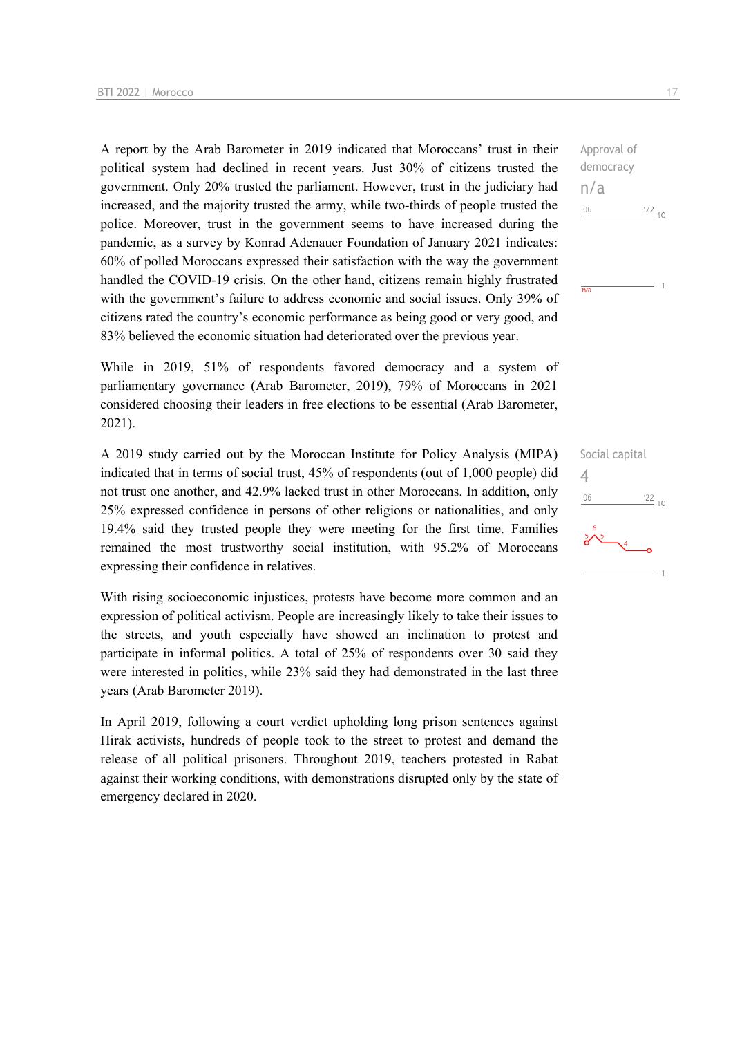A report by the Arab Barometer in 2019 indicated that Moroccans' trust in their political system had declined in recent years. Just 30% of citizens trusted the government. Only 20% trusted the parliament. However, trust in the judiciary had increased, and the majority trusted the army, while two-thirds of people trusted the police. Moreover, trust in the government seems to have increased during the pandemic, as a survey by Konrad Adenauer Foundation of January 2021 indicates: 60% of polled Moroccans expressed their satisfaction with the way the government handled the COVID-19 crisis. On the other hand, citizens remain highly frustrated with the government's failure to address economic and social issues. Only 39% of citizens rated the country's economic performance as being good or very good, and 83% believed the economic situation had deteriorated over the previous year.

Approval of democracy
n/a
'06
'22
10
n/a
1

While in 2019, 51% of respondents favored democracy and a system of parliamentary governance (Arab Barometer, 2019), 79% of Moroccans in 2021 considered choosing their leaders in free elections to be essential (Arab Barometer, 2021).

A 2019 study carried out by the Moroccan Institute for Policy Analysis (MIPA) indicated that in terms of social trust, 45% of respondents (out of 1,000 people) did not trust one another, and 42.9% lacked trust in other Moroccans. In addition, only 25% expressed confidence in persons of other religions or nationalities, and only 19.4% said they trusted people they were meeting for the first time. Families remained the most trustworthy social institution, with 95.2% of Moroccans expressing their confidence in relatives.

Social capital
4
'06
'22
10
5
6
5
4
1

With rising socioeconomic injustices, protests have become more common and an expression of political activism. People are increasingly likely to take their issues to the streets, and youth especially have showed an inclination to protest and participate in informal politics. A total of 25% of respondents over 30 said they were interested in politics, while 23% said they had demonstrated in the last three years (Arab Barometer 2019).

In April 2019, following a court verdict upholding long prison sentences against Hirak activists, hundreds of people took to the street to protest and demand the release of all political prisoners. Throughout 2019, teachers protested in Rabat against their working conditions, with demonstrations disrupted only by the state of emergency declared in 2020.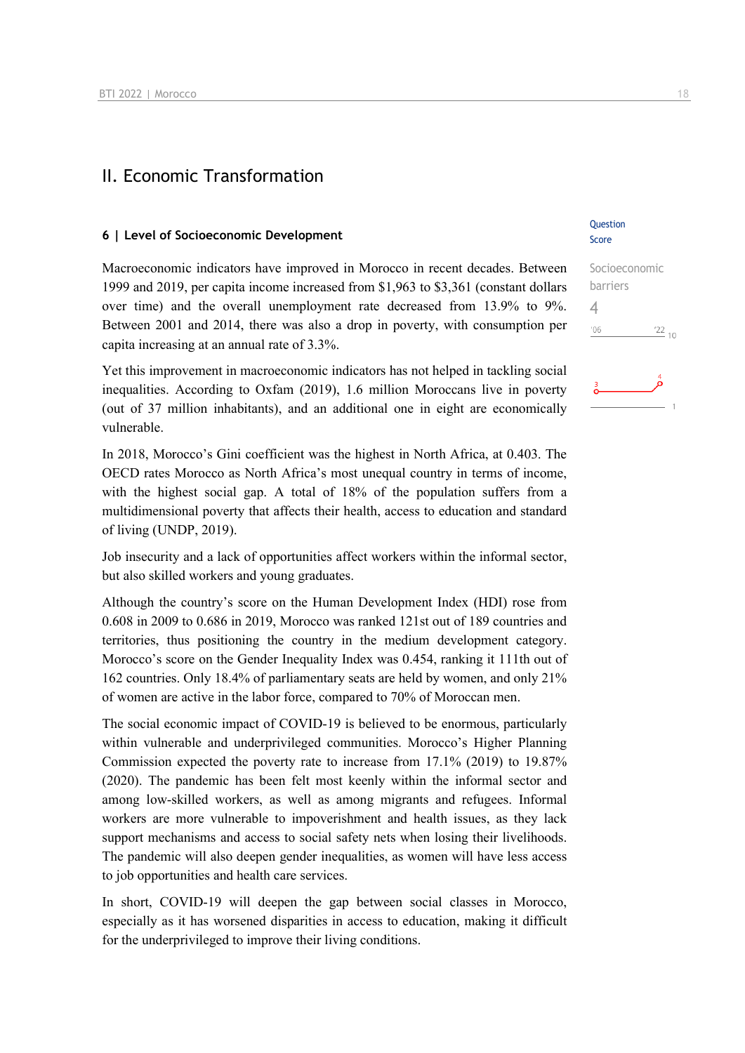## II. Economic Transformation

### 6 | Level of Socioeconomic Development

Question
Score

Socioeconomic barriers
4

'06 '22 10

3
4
1

Macroeconomic indicators have improved in Morocco in recent decades. Between 1999 and 2019, per capita income increased from $1,963 to $3,361 (constant dollars over time) and the overall unemployment rate decreased from 13.9% to 9%. Between 2001 and 2014, there was also a drop in poverty, with consumption per capita increasing at an annual rate of 3.3%.

Yet this improvement in macroeconomic indicators has not helped in tackling social inequalities. According to Oxfam (2019), 1.6 million Moroccans live in poverty (out of 37 million inhabitants), and an additional one in eight are economically vulnerable.

In 2018, Morocco's Gini coefficient was the highest in North Africa, at 0.403. The OECD rates Morocco as North Africa's most unequal country in terms of income, with the highest social gap. A total of 18% of the population suffers from a multidimensional poverty that affects their health, access to education and standard of living (UNDP, 2019).

Job insecurity and a lack of opportunities affect workers within the informal sector, but also skilled workers and young graduates.

Although the country's score on the Human Development Index (HDI) rose from 0.608 in 2009 to 0.686 in 2019, Morocco was ranked 121st out of 189 countries and territories, thus positioning the country in the medium development category. Morocco's score on the Gender Inequality Index was 0.454, ranking it 111th out of 162 countries. Only 18.4% of parliamentary seats are held by women, and only 21% of women are active in the labor force, compared to 70% of Moroccan men.

The social economic impact of COVID-19 is believed to be enormous, particularly within vulnerable and underprivileged communities. Morocco's Higher Planning Commission expected the poverty rate to increase from 17.1% (2019) to 19.87% (2020). The pandemic has been felt most keenly within the informal sector and among low-skilled workers, as well as among migrants and refugees. Informal workers are more vulnerable to impoverishment and health issues, as they lack support mechanisms and access to social safety nets when losing their livelihoods. The pandemic will also deepen gender inequalities, as women will have less access to job opportunities and health care services.

In short, COVID-19 will deepen the gap between social classes in Morocco, especially as it has worsened disparities in access to education, making it difficult for the underprivileged to improve their living conditions.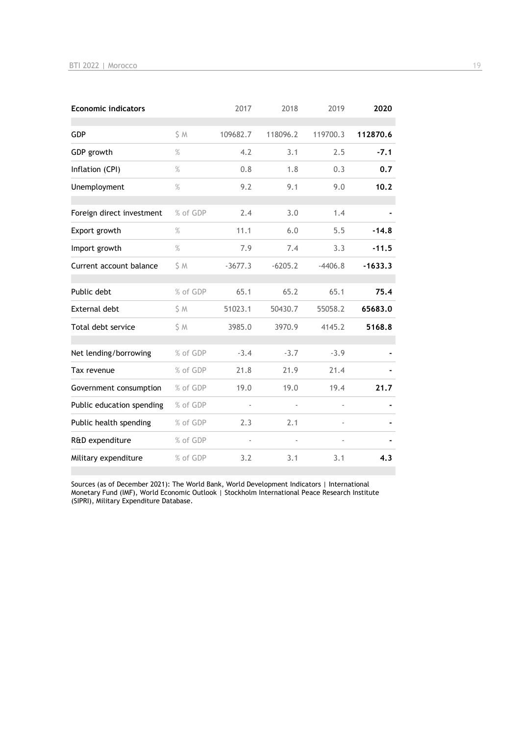| Economic indicators | | 2017 | 2018 | 2019 | **2020** |
|---|---|---|---|---|---|
| GDP | $ M | 109682.7 | 118096.2 | 119700.3 | **112870.6** |
| GDP growth | % | 4.2 | 3.1 | 2.5 | **-7.1** |
| Inflation (CPI) | % | 0.8 | 1.8 | 0.3 | **0.7** |
| Unemployment | % | 9.2 | 9.1 | 9.0 | **10.2** |
| Foreign direct investment | % of GDP | 2.4 | 3.0 | 1.4 | **-** |
| Export growth | % | 11.1 | 6.0 | 5.5 | **-14.8** |
| Import growth | % | 7.9 | 7.4 | 3.3 | **-11.5** |
| Current account balance | $ M | -3677.3 | -6205.2 | -4406.8 | **-1633.3** |
| Public debt | % of GDP | 65.1 | 65.2 | 65.1 | **75.4** |
| External debt | $ M | 51023.1 | 50430.7 | 55058.2 | **65683.0** |
| Total debt service | $ M | 3985.0 | 3970.9 | 4145.2 | **5168.8** |
| Net lending/borrowing | % of GDP | -3.4 | -3.7 | -3.9 | **-** |
| Tax revenue | % of GDP | 21.8 | 21.9 | 21.4 | **-** |
| Government consumption | % of GDP | 19.0 | 19.0 | 19.4 | **21.7** |
| Public education spending | % of GDP | - | - | - | **-** |
| Public health spending | % of GDP | 2.3 | 2.1 | - | **-** |
| R&D expenditure | % of GDP | - | - | - | **-** |
| Military expenditure | % of GDP | 3.2 | 3.1 | 3.1 | **4.3** |

Sources (as of December 2021): The World Bank, World Development Indicators | International Monetary Fund (IMF), World Economic Outlook | Stockholm International Peace Research Institute (SIPRI), Military Expenditure Database.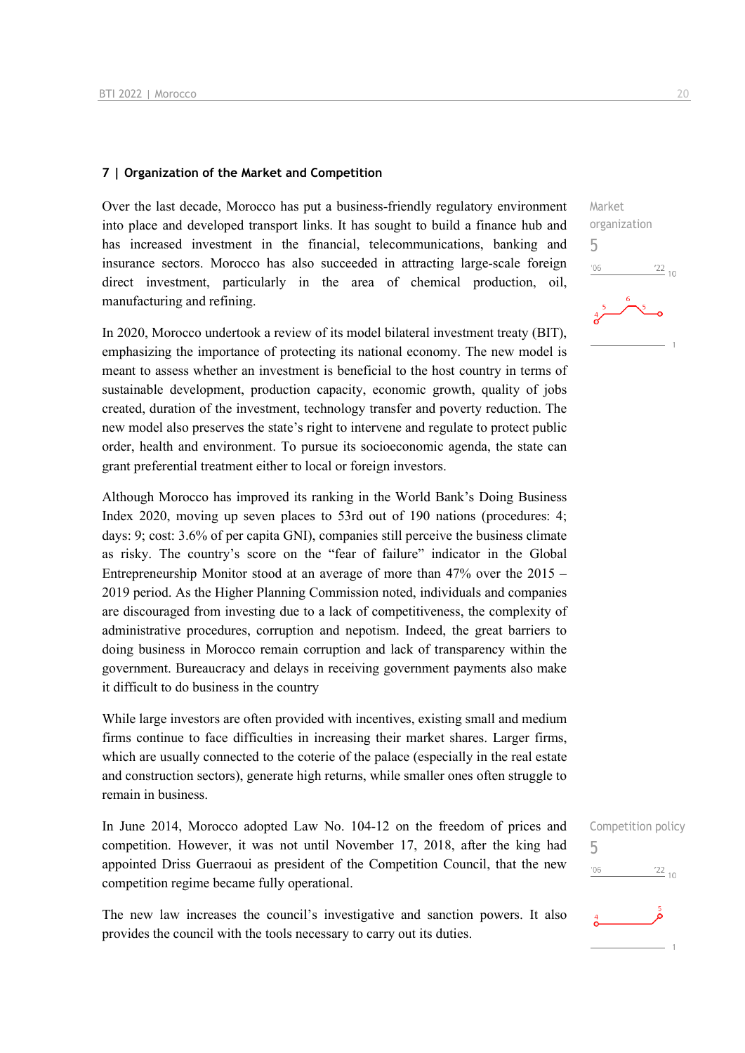### 7 | Organization of the Market and Competition

Over the last decade, Morocco has put a business-friendly regulatory environment into place and developed transport links. It has sought to build a finance hub and has increased investment in the financial, telecommunications, banking and insurance sectors. Morocco has also succeeded in attracting large-scale foreign direct investment, particularly in the area of chemical production, oil, manufacturing and refining.

Market organization
5
'06
'22
10
4
5
6
5
1

In 2020, Morocco undertook a review of its model bilateral investment treaty (BIT), emphasizing the importance of protecting its national economy. The new model is meant to assess whether an investment is beneficial to the host country in terms of sustainable development, production capacity, economic growth, quality of jobs created, duration of the investment, technology transfer and poverty reduction. The new model also preserves the state's right to intervene and regulate to protect public order, health and environment. To pursue its socioeconomic agenda, the state can grant preferential treatment either to local or foreign investors.

Although Morocco has improved its ranking in the World Bank's Doing Business Index 2020, moving up seven places to 53rd out of 190 nations (procedures: 4; days: 9; cost: 3.6% of per capita GNI), companies still perceive the business climate as risky. The country's score on the "fear of failure" indicator in the Global Entrepreneurship Monitor stood at an average of more than 47% over the 2015 – 2019 period. As the Higher Planning Commission noted, individuals and companies are discouraged from investing due to a lack of competitiveness, the complexity of administrative procedures, corruption and nepotism. Indeed, the great barriers to doing business in Morocco remain corruption and lack of transparency within the government. Bureaucracy and delays in receiving government payments also make it difficult to do business in the country

While large investors are often provided with incentives, existing small and medium firms continue to face difficulties in increasing their market shares. Larger firms, which are usually connected to the coterie of the palace (especially in the real estate and construction sectors), generate high returns, while smaller ones often struggle to remain in business.

In June 2014, Morocco adopted Law No. 104-12 on the freedom of prices and competition. However, it was not until November 17, 2018, after the king had appointed Driss Guerraoui as president of the Competition Council, that the new competition regime became fully operational.

Competition policy
5
'06
'22
10
4
5
1

The new law increases the council's investigative and sanction powers. It also provides the council with the tools necessary to carry out its duties.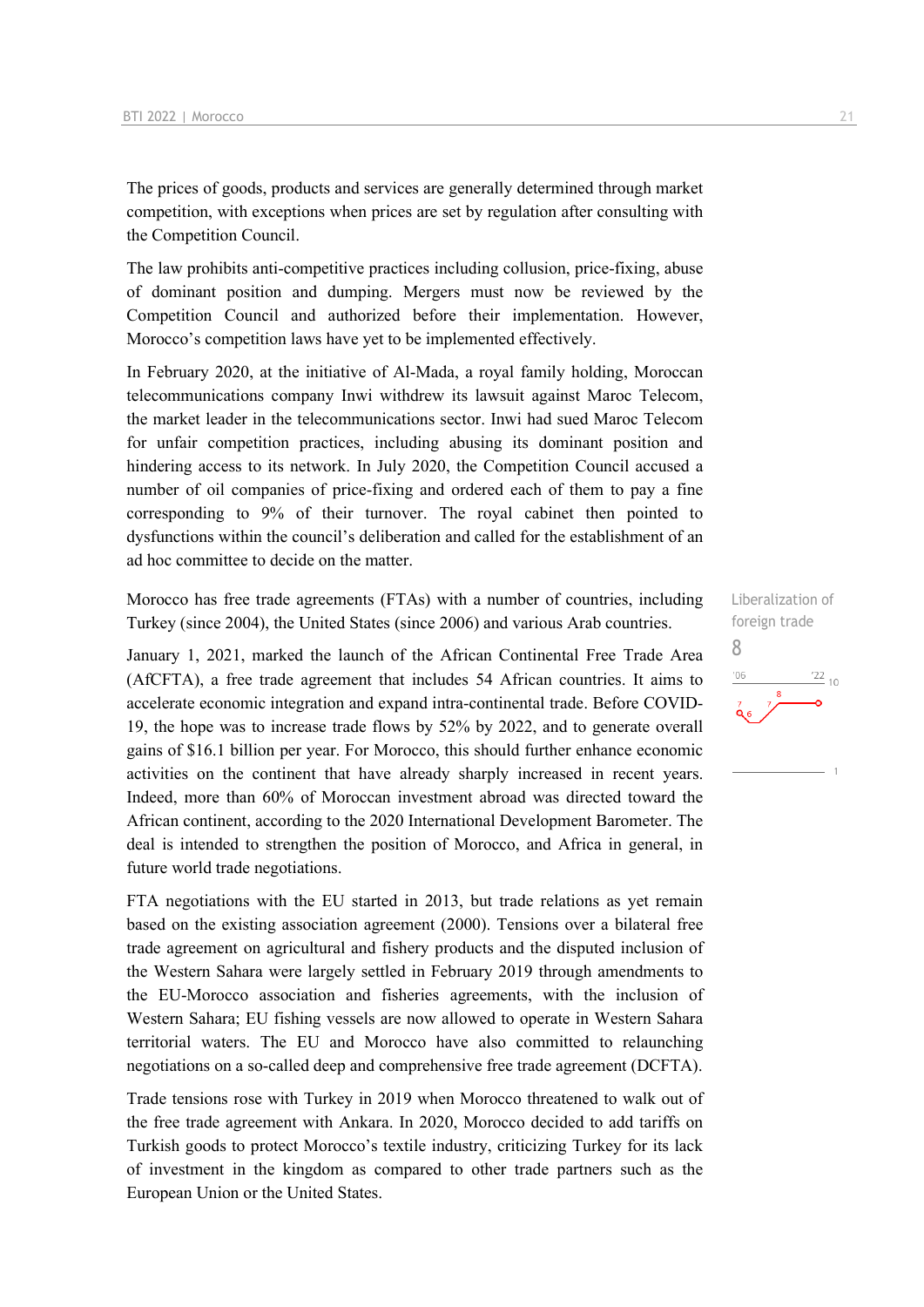The prices of goods, products and services are generally determined through market competition, with exceptions when prices are set by regulation after consulting with the Competition Council.

The law prohibits anti-competitive practices including collusion, price-fixing, abuse of dominant position and dumping. Mergers must now be reviewed by the Competition Council and authorized before their implementation. However, Morocco's competition laws have yet to be implemented effectively.

In February 2020, at the initiative of Al-Mada, a royal family holding, Moroccan telecommunications company Inwi withdrew its lawsuit against Maroc Telecom, the market leader in the telecommunications sector. Inwi had sued Maroc Telecom for unfair competition practices, including abusing its dominant position and hindering access to its network. In July 2020, the Competition Council accused a number of oil companies of price-fixing and ordered each of them to pay a fine corresponding to 9% of their turnover. The royal cabinet then pointed to dysfunctions within the council's deliberation and called for the establishment of an ad hoc committee to decide on the matter.

Liberalization of foreign trade

8

'06 '22 10

7 6 7 8

1

Morocco has free trade agreements (FTAs) with a number of countries, including Turkey (since 2004), the United States (since 2006) and various Arab countries.

January 1, 2021, marked the launch of the African Continental Free Trade Area (AfCFTA), a free trade agreement that includes 54 African countries. It aims to accelerate economic integration and expand intra-continental trade. Before COVID-19, the hope was to increase trade flows by 52% by 2022, and to generate overall gains of $16.1 billion per year. For Morocco, this should further enhance economic activities on the continent that have already sharply increased in recent years. Indeed, more than 60% of Moroccan investment abroad was directed toward the African continent, according to the 2020 International Development Barometer. The deal is intended to strengthen the position of Morocco, and Africa in general, in future world trade negotiations.

FTA negotiations with the EU started in 2013, but trade relations as yet remain based on the existing association agreement (2000). Tensions over a bilateral free trade agreement on agricultural and fishery products and the disputed inclusion of the Western Sahara were largely settled in February 2019 through amendments to the EU-Morocco association and fisheries agreements, with the inclusion of Western Sahara; EU fishing vessels are now allowed to operate in Western Sahara territorial waters. The EU and Morocco have also committed to relaunching negotiations on a so-called deep and comprehensive free trade agreement (DCFTA).

Trade tensions rose with Turkey in 2019 when Morocco threatened to walk out of the free trade agreement with Ankara. In 2020, Morocco decided to add tariffs on Turkish goods to protect Morocco's textile industry, criticizing Turkey for its lack of investment in the kingdom as compared to other trade partners such as the European Union or the United States.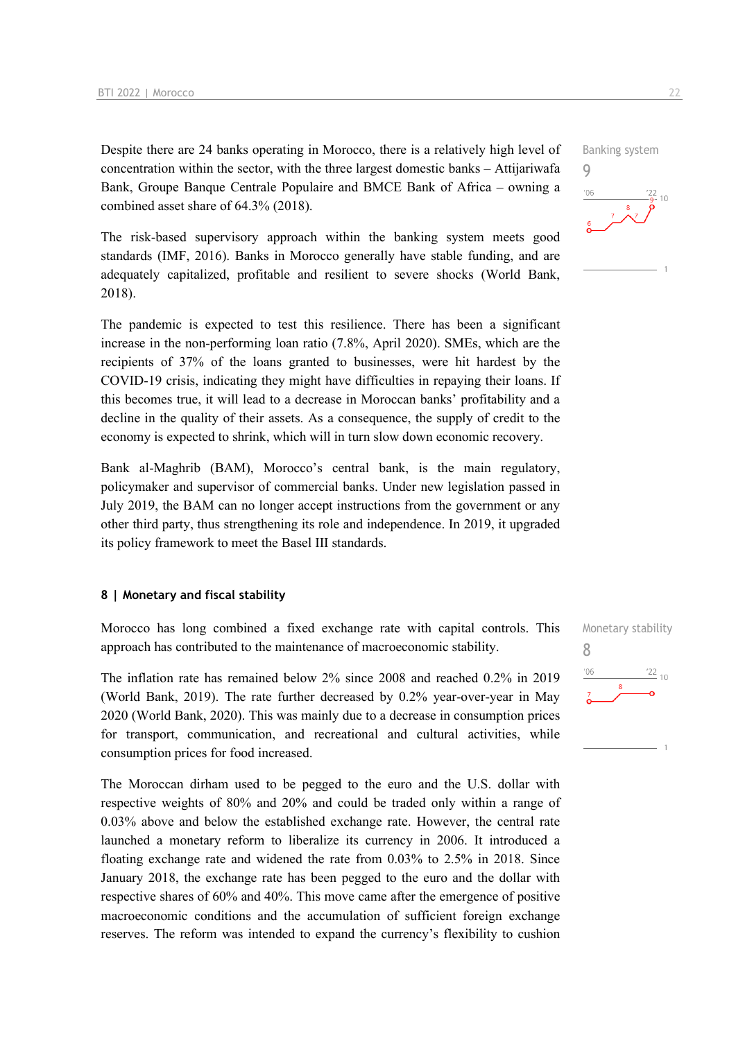Despite there are 24 banks operating in Morocco, there is a relatively high level of concentration within the sector, with the three largest domestic banks – Attijariwafa Bank, Groupe Banque Centrale Populaire and BMCE Bank of Africa – owning a combined asset share of 64.3% (2018).

Banking system
9

'06
'22
10
9
8
7
7
6
1

The risk-based supervisory approach within the banking system meets good standards (IMF, 2016). Banks in Morocco generally have stable funding, and are adequately capitalized, profitable and resilient to severe shocks (World Bank, 2018).

The pandemic is expected to test this resilience. There has been a significant increase in the non-performing loan ratio (7.8%, April 2020). SMEs, which are the recipients of 37% of the loans granted to businesses, were hit hardest by the COVID-19 crisis, indicating they might have difficulties in repaying their loans. If this becomes true, it will lead to a decrease in Moroccan banks' profitability and a decline in the quality of their assets. As a consequence, the supply of credit to the economy is expected to shrink, which will in turn slow down economic recovery.

Bank al-Maghrib (BAM), Morocco's central bank, is the main regulatory, policymaker and supervisor of commercial banks. Under new legislation passed in July 2019, the BAM can no longer accept instructions from the government or any other third party, thus strengthening its role and independence. In 2019, it upgraded its policy framework to meet the Basel III standards.

## 8 | Monetary and fiscal stability

Morocco has long combined a fixed exchange rate with capital controls. This approach has contributed to the maintenance of macroeconomic stability.

Monetary stability
8

'06
'22
10
8
7
1

The inflation rate has remained below 2% since 2008 and reached 0.2% in 2019 (World Bank, 2019). The rate further decreased by 0.2% year-over-year in May 2020 (World Bank, 2020). This was mainly due to a decrease in consumption prices for transport, communication, and recreational and cultural activities, while consumption prices for food increased.

The Moroccan dirham used to be pegged to the euro and the U.S. dollar with respective weights of 80% and 20% and could be traded only within a range of 0.03% above and below the established exchange rate. However, the central rate launched a monetary reform to liberalize its currency in 2006. It introduced a floating exchange rate and widened the rate from 0.03% to 2.5% in 2018. Since January 2018, the exchange rate has been pegged to the euro and the dollar with respective shares of 60% and 40%. This move came after the emergence of positive macroeconomic conditions and the accumulation of sufficient foreign exchange reserves. The reform was intended to expand the currency's flexibility to cushion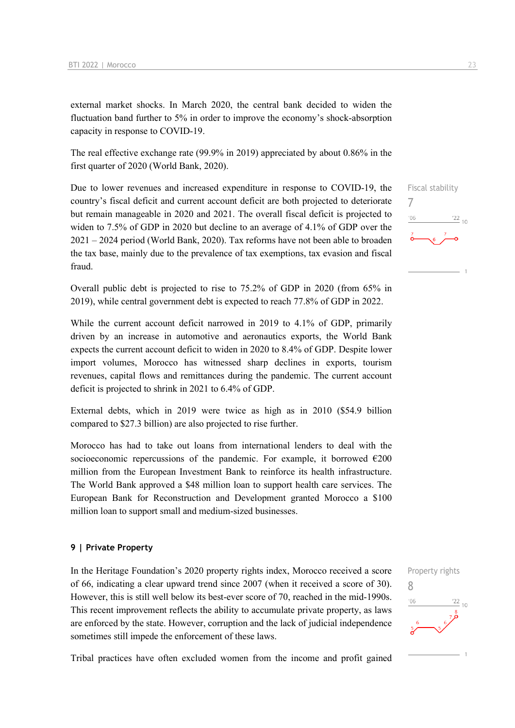external market shocks. In March 2020, the central bank decided to widen the fluctuation band further to 5% in order to improve the economy's shock-absorption capacity in response to COVID-19.

The real effective exchange rate (99.9% in 2019) appreciated by about 0.86% in the first quarter of 2020 (World Bank, 2020).

Fiscal stability

7

'06 '22 10

7 6 7

1

Due to lower revenues and increased expenditure in response to COVID-19, the country's fiscal deficit and current account deficit are both projected to deteriorate but remain manageable in 2020 and 2021. The overall fiscal deficit is projected to widen to 7.5% of GDP in 2020 but decline to an average of 4.1% of GDP over the 2021 – 2024 period (World Bank, 2020). Tax reforms have not been able to broaden the tax base, mainly due to the prevalence of tax exemptions, tax evasion and fiscal fraud.

Overall public debt is projected to rise to 75.2% of GDP in 2020 (from 65% in 2019), while central government debt is expected to reach 77.8% of GDP in 2022.

While the current account deficit narrowed in 2019 to 4.1% of GDP, primarily driven by an increase in automotive and aeronautics exports, the World Bank expects the current account deficit to widen in 2020 to 8.4% of GDP. Despite lower import volumes, Morocco has witnessed sharp declines in exports, tourism revenues, capital flows and remittances during the pandemic. The current account deficit is projected to shrink in 2021 to 6.4% of GDP.

External debts, which in 2019 were twice as high as in 2010 ($54.9 billion compared to $27.3 billion) are also projected to rise further.

Morocco has had to take out loans from international lenders to deal with the socioeconomic repercussions of the pandemic. For example, it borrowed €200 million from the European Investment Bank to reinforce its health infrastructure. The World Bank approved a $48 million loan to support health care services. The European Bank for Reconstruction and Development granted Morocco a $100 million loan to support small and medium-sized businesses.

## 9 | Private Property

Property rights

8

'06 '22 10

5 6 5 6 7 8

1

In the Heritage Foundation's 2020 property rights index, Morocco received a score of 66, indicating a clear upward trend since 2007 (when it received a score of 30). However, this is still well below its best-ever score of 70, reached in the mid-1990s. This recent improvement reflects the ability to accumulate private property, as laws are enforced by the state. However, corruption and the lack of judicial independence sometimes still impede the enforcement of these laws.

Tribal practices have often excluded women from the income and profit gained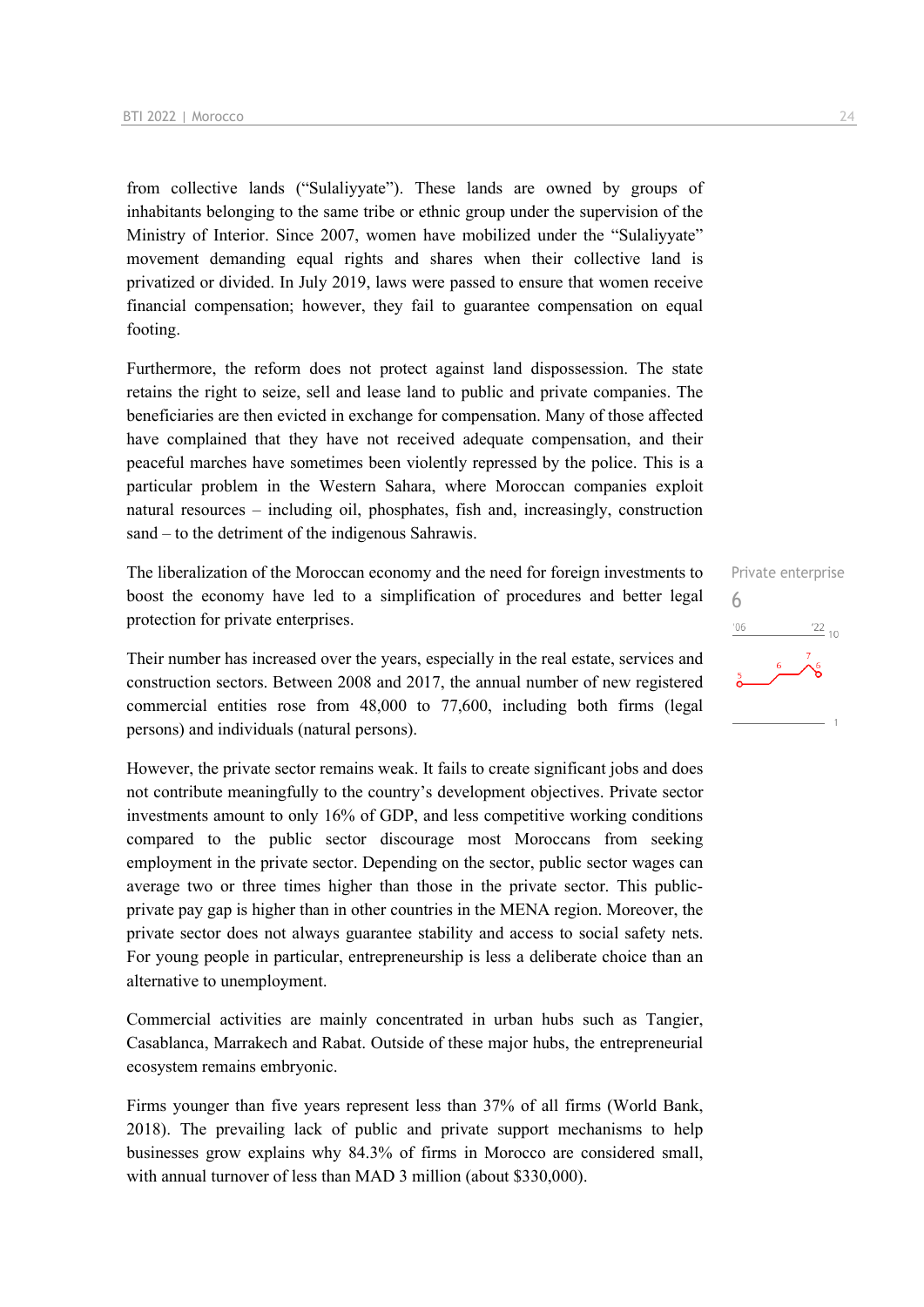from collective lands ("Sulaliyyate"). These lands are owned by groups of inhabitants belonging to the same tribe or ethnic group under the supervision of the Ministry of Interior. Since 2007, women have mobilized under the "Sulaliyyate" movement demanding equal rights and shares when their collective land is privatized or divided. In July 2019, laws were passed to ensure that women receive financial compensation; however, they fail to guarantee compensation on equal footing.

Furthermore, the reform does not protect against land dispossession. The state retains the right to seize, sell and lease land to public and private companies. The beneficiaries are then evicted in exchange for compensation. Many of those affected have complained that they have not received adequate compensation, and their peaceful marches have sometimes been violently repressed by the police. This is a particular problem in the Western Sahara, where Moroccan companies exploit natural resources – including oil, phosphates, fish and, increasingly, construction sand – to the detriment of the indigenous Sahrawis.

Private enterprise

6

'06 '22 10

5 6 7 6

1

The liberalization of the Moroccan economy and the need for foreign investments to boost the economy have led to a simplification of procedures and better legal protection for private enterprises.

Their number has increased over the years, especially in the real estate, services and construction sectors. Between 2008 and 2017, the annual number of new registered commercial entities rose from 48,000 to 77,600, including both firms (legal persons) and individuals (natural persons).

However, the private sector remains weak. It fails to create significant jobs and does not contribute meaningfully to the country's development objectives. Private sector investments amount to only 16% of GDP, and less competitive working conditions compared to the public sector discourage most Moroccans from seeking employment in the private sector. Depending on the sector, public sector wages can average two or three times higher than those in the private sector. This public-private pay gap is higher than in other countries in the MENA region. Moreover, the private sector does not always guarantee stability and access to social safety nets. For young people in particular, entrepreneurship is less a deliberate choice than an alternative to unemployment.

Commercial activities are mainly concentrated in urban hubs such as Tangier, Casablanca, Marrakech and Rabat. Outside of these major hubs, the entrepreneurial ecosystem remains embryonic.

Firms younger than five years represent less than 37% of all firms (World Bank, 2018). The prevailing lack of public and private support mechanisms to help businesses grow explains why 84.3% of firms in Morocco are considered small, with annual turnover of less than MAD 3 million (about $330,000).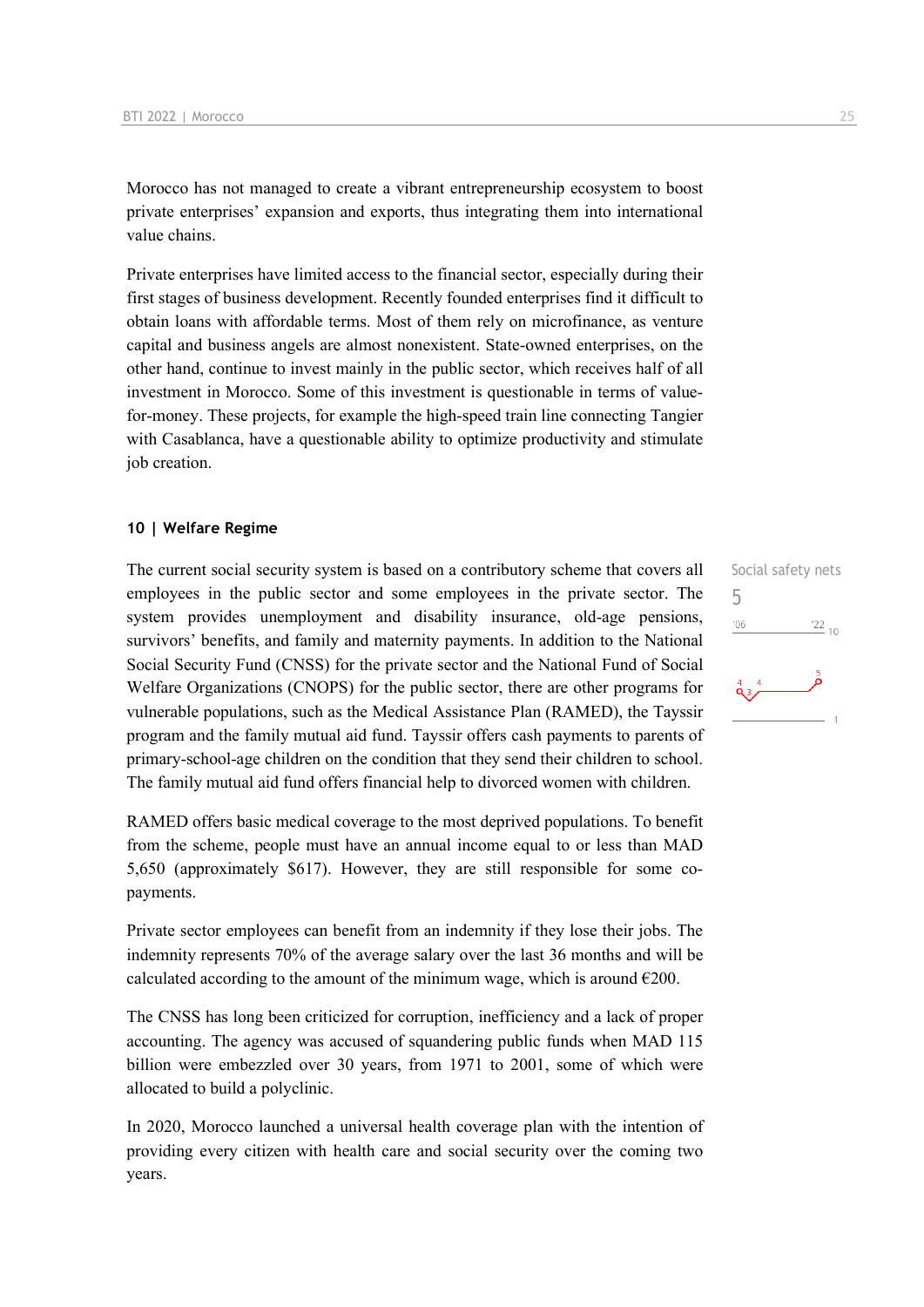Morocco has not managed to create a vibrant entrepreneurship ecosystem to boost private enterprises' expansion and exports, thus integrating them into international value chains.

Private enterprises have limited access to the financial sector, especially during their first stages of business development. Recently founded enterprises find it difficult to obtain loans with affordable terms. Most of them rely on microfinance, as venture capital and business angels are almost nonexistent. State-owned enterprises, on the other hand, continue to invest mainly in the public sector, which receives half of all investment in Morocco. Some of this investment is questionable in terms of value-for-money. These projects, for example the high-speed train line connecting Tangier with Casablanca, have a questionable ability to optimize productivity and stimulate job creation.

### 10 | Welfare Regime

Social safety nets

5

'06 '22 10

4 4 3 5

1

The current social security system is based on a contributory scheme that covers all employees in the public sector and some employees in the private sector. The system provides unemployment and disability insurance, old-age pensions, survivors' benefits, and family and maternity payments. In addition to the National Social Security Fund (CNSS) for the private sector and the National Fund of Social Welfare Organizations (CNOPS) for the public sector, there are other programs for vulnerable populations, such as the Medical Assistance Plan (RAMED), the Tayssir program and the family mutual aid fund. Tayssir offers cash payments to parents of primary-school-age children on the condition that they send their children to school. The family mutual aid fund offers financial help to divorced women with children.

RAMED offers basic medical coverage to the most deprived populations. To benefit from the scheme, people must have an annual income equal to or less than MAD 5,650 (approximately $617). However, they are still responsible for some co-payments.

Private sector employees can benefit from an indemnity if they lose their jobs. The indemnity represents 70% of the average salary over the last 36 months and will be calculated according to the amount of the minimum wage, which is around €200.

The CNSS has long been criticized for corruption, inefficiency and a lack of proper accounting. The agency was accused of squandering public funds when MAD 115 billion were embezzled over 30 years, from 1971 to 2001, some of which were allocated to build a polyclinic.

In 2020, Morocco launched a universal health coverage plan with the intention of providing every citizen with health care and social security over the coming two years.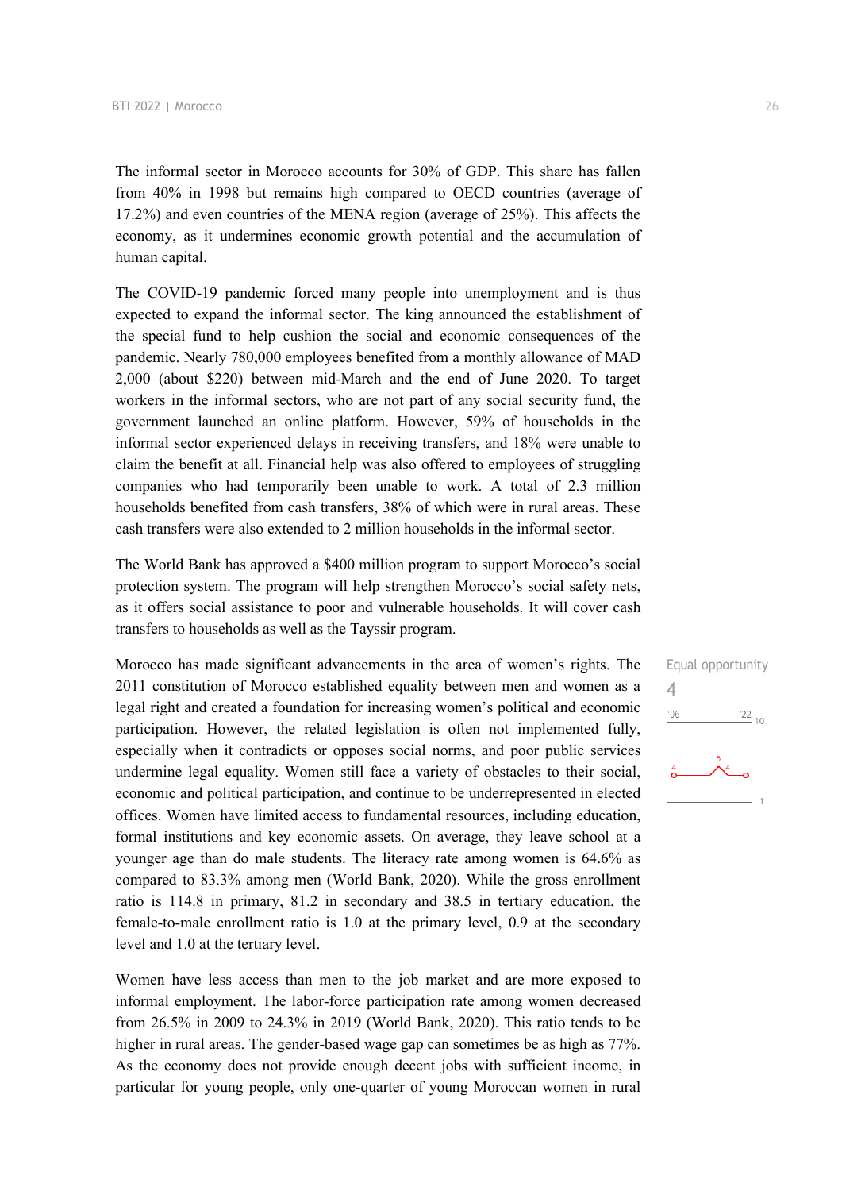The informal sector in Morocco accounts for 30% of GDP. This share has fallen from 40% in 1998 but remains high compared to OECD countries (average of 17.2%) and even countries of the MENA region (average of 25%). This affects the economy, as it undermines economic growth potential and the accumulation of human capital.

The COVID-19 pandemic forced many people into unemployment and is thus expected to expand the informal sector. The king announced the establishment of the special fund to help cushion the social and economic consequences of the pandemic. Nearly 780,000 employees benefited from a monthly allowance of MAD 2,000 (about $220) between mid-March and the end of June 2020. To target workers in the informal sectors, who are not part of any social security fund, the government launched an online platform. However, 59% of households in the informal sector experienced delays in receiving transfers, and 18% were unable to claim the benefit at all. Financial help was also offered to employees of struggling companies who had temporarily been unable to work. A total of 2.3 million households benefited from cash transfers, 38% of which were in rural areas. These cash transfers were also extended to 2 million households in the informal sector.

The World Bank has approved a $400 million program to support Morocco's social protection system. The program will help strengthen Morocco's social safety nets, as it offers social assistance to poor and vulnerable households. It will cover cash transfers to households as well as the Tayssir program.

Equal opportunity
4

'06
'22
10
4
5
4
1

Morocco has made significant advancements in the area of women's rights. The 2011 constitution of Morocco established equality between men and women as a legal right and created a foundation for increasing women's political and economic participation. However, the related legislation is often not implemented fully, especially when it contradicts or opposes social norms, and poor public services undermine legal equality. Women still face a variety of obstacles to their social, economic and political participation, and continue to be underrepresented in elected offices. Women have limited access to fundamental resources, including education, formal institutions and key economic assets. On average, they leave school at a younger age than do male students. The literacy rate among women is 64.6% as compared to 83.3% among men (World Bank, 2020). While the gross enrollment ratio is 114.8 in primary, 81.2 in secondary and 38.5 in tertiary education, the female-to-male enrollment ratio is 1.0 at the primary level, 0.9 at the secondary level and 1.0 at the tertiary level.

Women have less access than men to the job market and are more exposed to informal employment. The labor-force participation rate among women decreased from 26.5% in 2009 to 24.3% in 2019 (World Bank, 2020). This ratio tends to be higher in rural areas. The gender-based wage gap can sometimes be as high as 77%. As the economy does not provide enough decent jobs with sufficient income, in particular for young people, only one-quarter of young Moroccan women in rural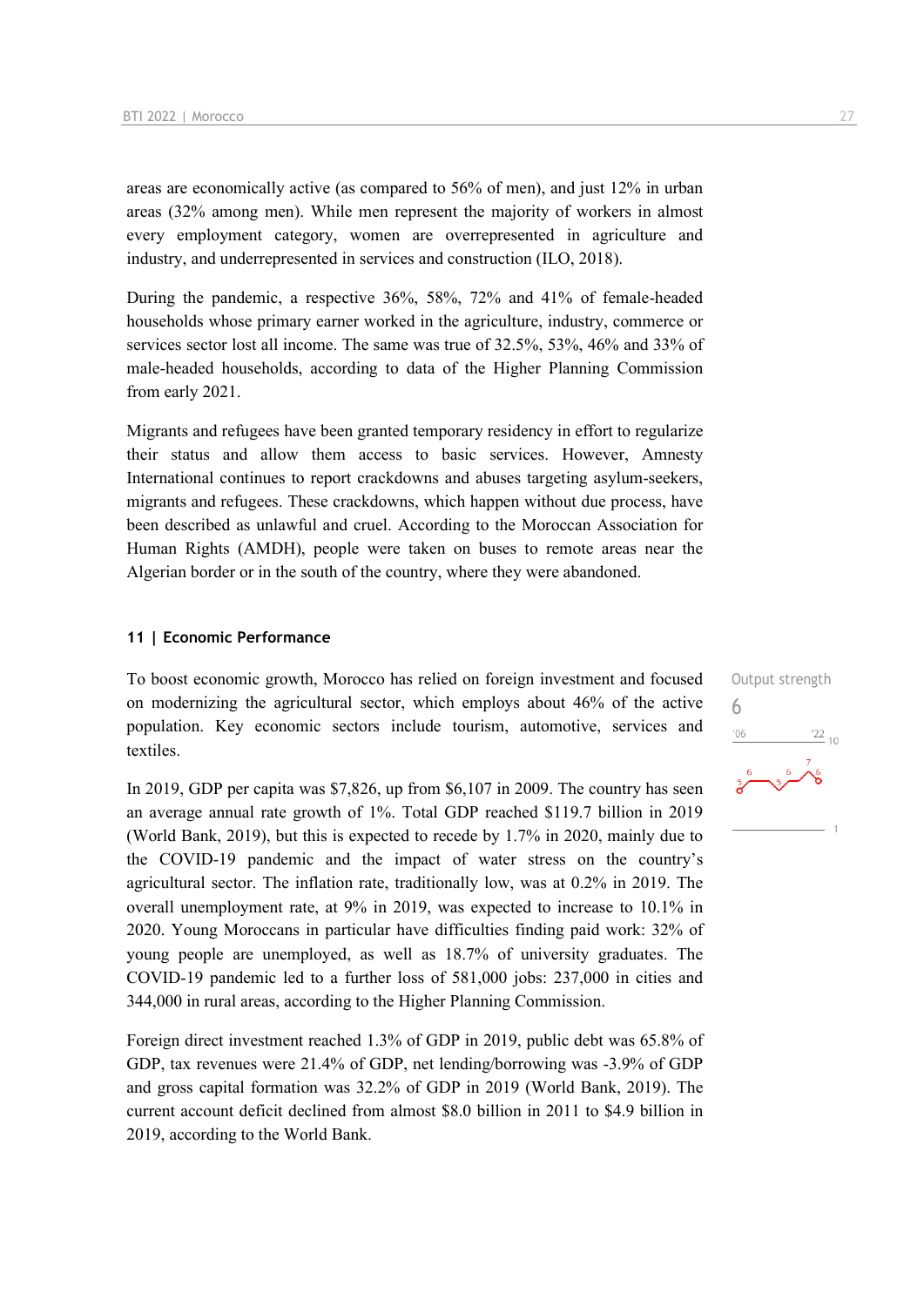areas are economically active (as compared to 56% of men), and just 12% in urban areas (32% among men). While men represent the majority of workers in almost every employment category, women are overrepresented in agriculture and industry, and underrepresented in services and construction (ILO, 2018).

During the pandemic, a respective 36%, 58%, 72% and 41% of female-headed households whose primary earner worked in the agriculture, industry, commerce or services sector lost all income. The same was true of 32.5%, 53%, 46% and 33% of male-headed households, according to data of the Higher Planning Commission from early 2021.

Migrants and refugees have been granted temporary residency in effort to regularize their status and allow them access to basic services. However, Amnesty International continues to report crackdowns and abuses targeting asylum-seekers, migrants and refugees. These crackdowns, which happen without due process, have been described as unlawful and cruel. According to the Moroccan Association for Human Rights (AMDH), people were taken on buses to remote areas near the Algerian border or in the south of the country, where they were abandoned.

### 11 | Economic Performance

Output strength
6

'06 '22 10

5 6 6 5 7 6

1

To boost economic growth, Morocco has relied on foreign investment and focused on modernizing the agricultural sector, which employs about 46% of the active population. Key economic sectors include tourism, automotive, services and textiles.

In 2019, GDP per capita was $7,826, up from $6,107 in 2009. The country has seen an average annual rate growth of 1%. Total GDP reached $119.7 billion in 2019 (World Bank, 2019), but this is expected to recede by 1.7% in 2020, mainly due to the COVID-19 pandemic and the impact of water stress on the country's agricultural sector. The inflation rate, traditionally low, was at 0.2% in 2019. The overall unemployment rate, at 9% in 2019, was expected to increase to 10.1% in 2020. Young Moroccans in particular have difficulties finding paid work: 32% of young people are unemployed, as well as 18.7% of university graduates. The COVID-19 pandemic led to a further loss of 581,000 jobs: 237,000 in cities and 344,000 in rural areas, according to the Higher Planning Commission.

Foreign direct investment reached 1.3% of GDP in 2019, public debt was 65.8% of GDP, tax revenues were 21.4% of GDP, net lending/borrowing was -3.9% of GDP and gross capital formation was 32.2% of GDP in 2019 (World Bank, 2019). The current account deficit declined from almost $8.0 billion in 2011 to $4.9 billion in 2019, according to the World Bank.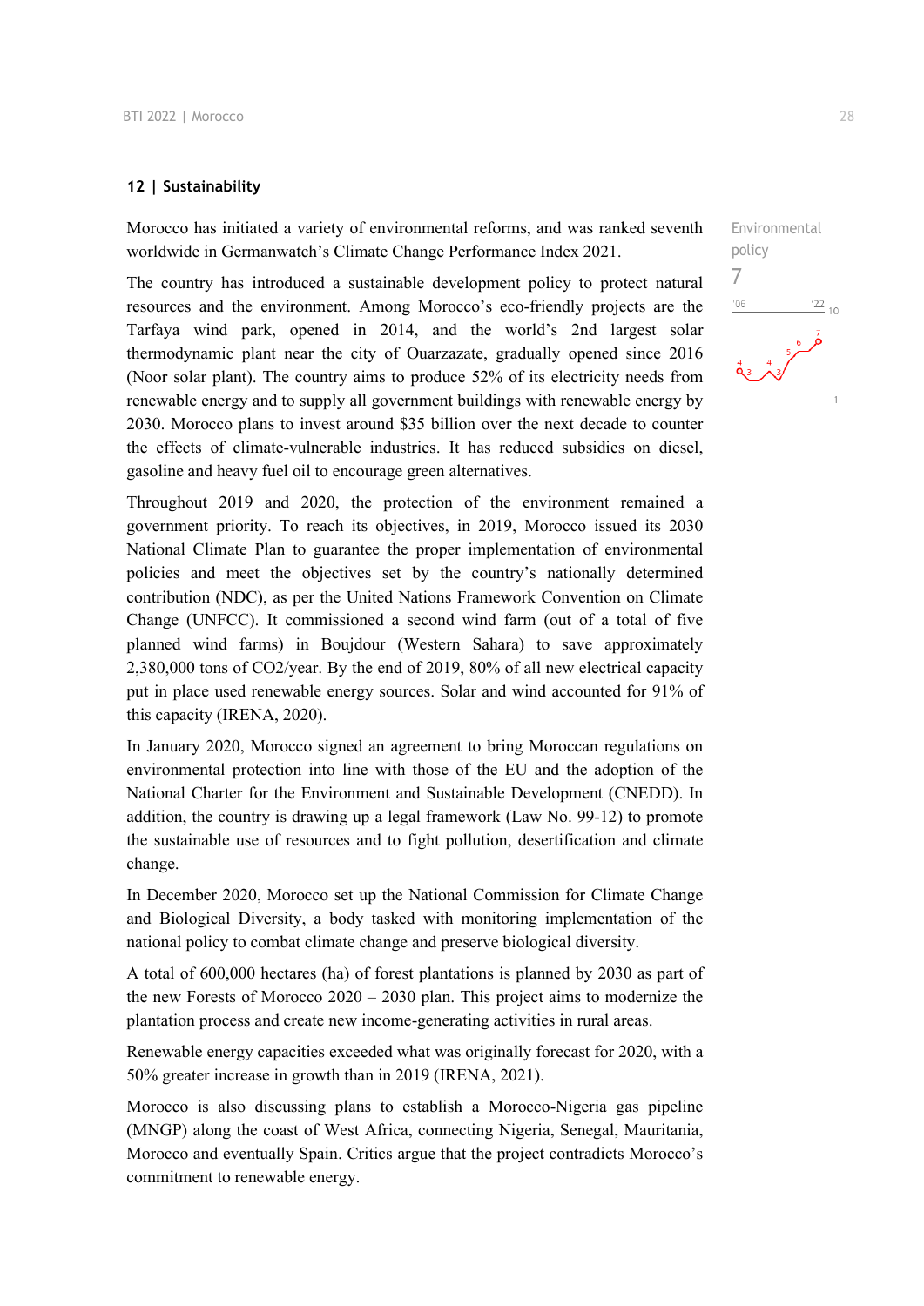## 12 | Sustainability

Environmental policy

7

'06 '22 10

4 3 4 3 5 6 7

1

Morocco has initiated a variety of environmental reforms, and was ranked seventh worldwide in Germanwatch's Climate Change Performance Index 2021.

The country has introduced a sustainable development policy to protect natural resources and the environment. Among Morocco's eco-friendly projects are the Tarfaya wind park, opened in 2014, and the world's 2nd largest solar thermodynamic plant near the city of Ouarzazate, gradually opened since 2016 (Noor solar plant). The country aims to produce 52% of its electricity needs from renewable energy and to supply all government buildings with renewable energy by 2030. Morocco plans to invest around $35 billion over the next decade to counter the effects of climate-vulnerable industries. It has reduced subsidies on diesel, gasoline and heavy fuel oil to encourage green alternatives.

Throughout 2019 and 2020, the protection of the environment remained a government priority. To reach its objectives, in 2019, Morocco issued its 2030 National Climate Plan to guarantee the proper implementation of environmental policies and meet the objectives set by the country's nationally determined contribution (NDC), as per the United Nations Framework Convention on Climate Change (UNFCC). It commissioned a second wind farm (out of a total of five planned wind farms) in Boujdour (Western Sahara) to save approximately 2,380,000 tons of CO2/year. By the end of 2019, 80% of all new electrical capacity put in place used renewable energy sources. Solar and wind accounted for 91% of this capacity (IRENA, 2020).

In January 2020, Morocco signed an agreement to bring Moroccan regulations on environmental protection into line with those of the EU and the adoption of the National Charter for the Environment and Sustainable Development (CNEDD). In addition, the country is drawing up a legal framework (Law No. 99-12) to promote the sustainable use of resources and to fight pollution, desertification and climate change.

In December 2020, Morocco set up the National Commission for Climate Change and Biological Diversity, a body tasked with monitoring implementation of the national policy to combat climate change and preserve biological diversity.

A total of 600,000 hectares (ha) of forest plantations is planned by 2030 as part of the new Forests of Morocco 2020 – 2030 plan. This project aims to modernize the plantation process and create new income-generating activities in rural areas.

Renewable energy capacities exceeded what was originally forecast for 2020, with a 50% greater increase in growth than in 2019 (IRENA, 2021).

Morocco is also discussing plans to establish a Morocco-Nigeria gas pipeline (MNGP) along the coast of West Africa, connecting Nigeria, Senegal, Mauritania, Morocco and eventually Spain. Critics argue that the project contradicts Morocco's commitment to renewable energy.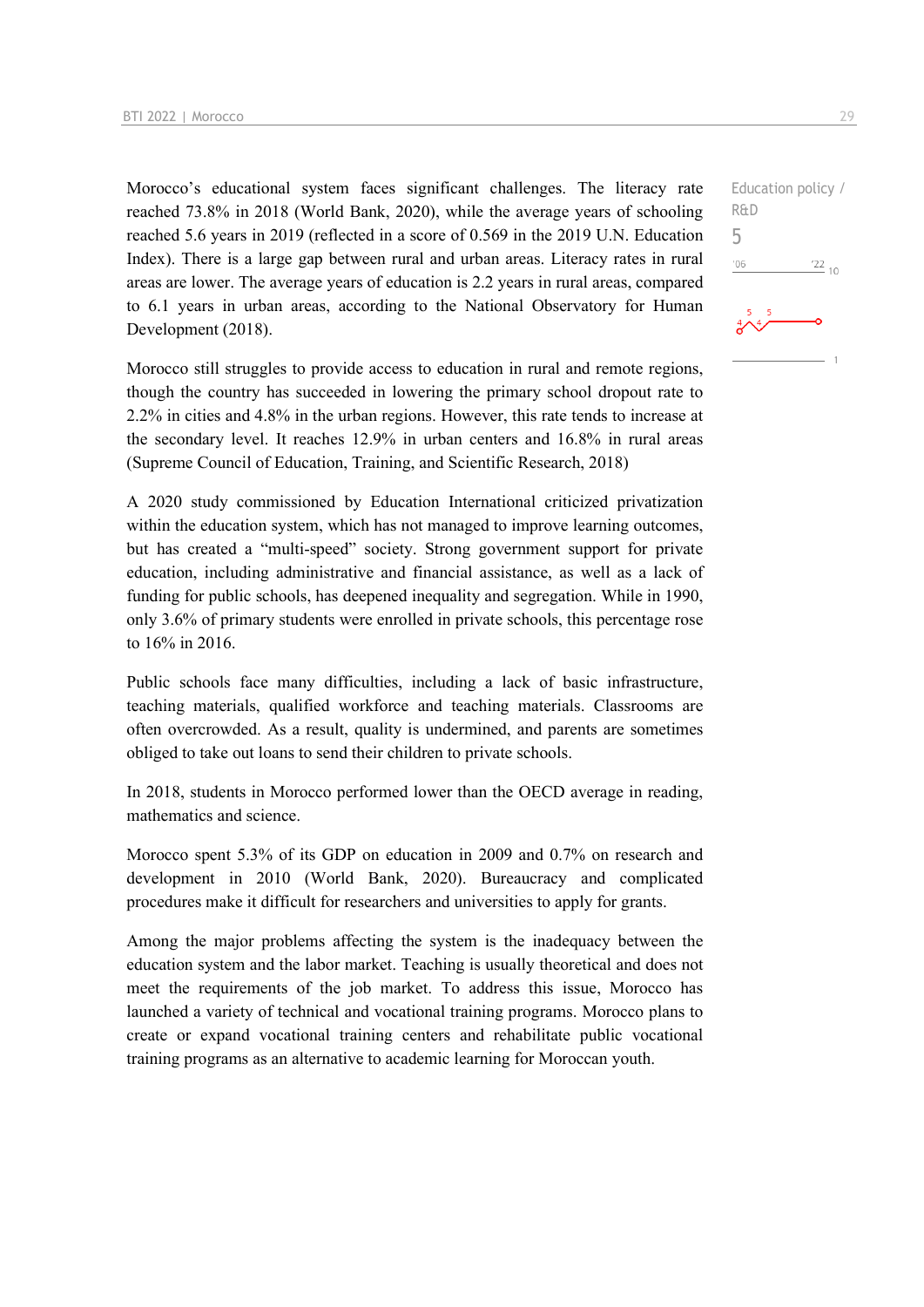Education policy / R&D

5

'06 '22 10

5 5
4 4

1

Morocco's educational system faces significant challenges. The literacy rate reached 73.8% in 2018 (World Bank, 2020), while the average years of schooling reached 5.6 years in 2019 (reflected in a score of 0.569 in the 2019 U.N. Education Index). There is a large gap between rural and urban areas. Literacy rates in rural areas are lower. The average years of education is 2.2 years in rural areas, compared to 6.1 years in urban areas, according to the National Observatory for Human Development (2018).

Morocco still struggles to provide access to education in rural and remote regions, though the country has succeeded in lowering the primary school dropout rate to 2.2% in cities and 4.8% in the urban regions. However, this rate tends to increase at the secondary level. It reaches 12.9% in urban centers and 16.8% in rural areas (Supreme Council of Education, Training, and Scientific Research, 2018)

A 2020 study commissioned by Education International criticized privatization within the education system, which has not managed to improve learning outcomes, but has created a "multi-speed" society. Strong government support for private education, including administrative and financial assistance, as well as a lack of funding for public schools, has deepened inequality and segregation. While in 1990, only 3.6% of primary students were enrolled in private schools, this percentage rose to 16% in 2016.

Public schools face many difficulties, including a lack of basic infrastructure, teaching materials, qualified workforce and teaching materials. Classrooms are often overcrowded. As a result, quality is undermined, and parents are sometimes obliged to take out loans to send their children to private schools.

In 2018, students in Morocco performed lower than the OECD average in reading, mathematics and science.

Morocco spent 5.3% of its GDP on education in 2009 and 0.7% on research and development in 2010 (World Bank, 2020). Bureaucracy and complicated procedures make it difficult for researchers and universities to apply for grants.

Among the major problems affecting the system is the inadequacy between the education system and the labor market. Teaching is usually theoretical and does not meet the requirements of the job market. To address this issue, Morocco has launched a variety of technical and vocational training programs. Morocco plans to create or expand vocational training centers and rehabilitate public vocational training programs as an alternative to academic learning for Moroccan youth.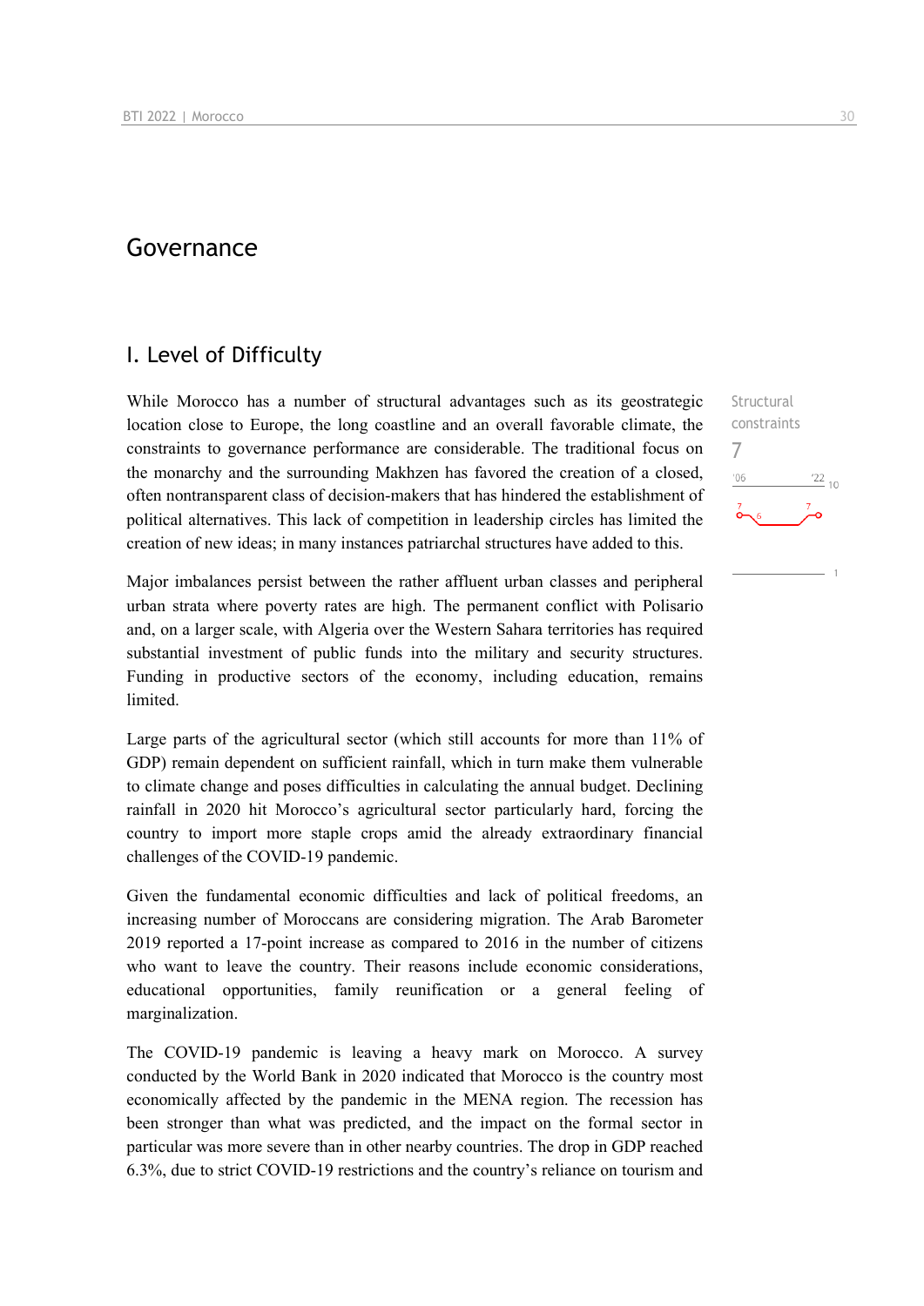# Governance

## I. Level of Difficulty

While Morocco has a number of structural advantages such as its geostrategic location close to Europe, the long coastline and an overall favorable climate, the constraints to governance performance are considerable. The traditional focus on the monarchy and the surrounding Makhzen has favored the creation of a closed, often nontransparent class of decision-makers that has hindered the establishment of political alternatives. This lack of competition in leadership circles has limited the creation of new ideas; in many instances patriarchal structures have added to this.

Structural constraints
7
'06
'22
10
7
6
7
1

Major imbalances persist between the rather affluent urban classes and peripheral urban strata where poverty rates are high. The permanent conflict with Polisario and, on a larger scale, with Algeria over the Western Sahara territories has required substantial investment of public funds into the military and security structures. Funding in productive sectors of the economy, including education, remains limited.

Large parts of the agricultural sector (which still accounts for more than 11% of GDP) remain dependent on sufficient rainfall, which in turn make them vulnerable to climate change and poses difficulties in calculating the annual budget. Declining rainfall in 2020 hit Morocco's agricultural sector particularly hard, forcing the country to import more staple crops amid the already extraordinary financial challenges of the COVID-19 pandemic.

Given the fundamental economic difficulties and lack of political freedoms, an increasing number of Moroccans are considering migration. The Arab Barometer 2019 reported a 17-point increase as compared to 2016 in the number of citizens who want to leave the country. Their reasons include economic considerations, educational opportunities, family reunification or a general feeling of marginalization.

The COVID-19 pandemic is leaving a heavy mark on Morocco. A survey conducted by the World Bank in 2020 indicated that Morocco is the country most economically affected by the pandemic in the MENA region. The recession has been stronger than what was predicted, and the impact on the formal sector in particular was more severe than in other nearby countries. The drop in GDP reached 6.3%, due to strict COVID-19 restrictions and the country's reliance on tourism and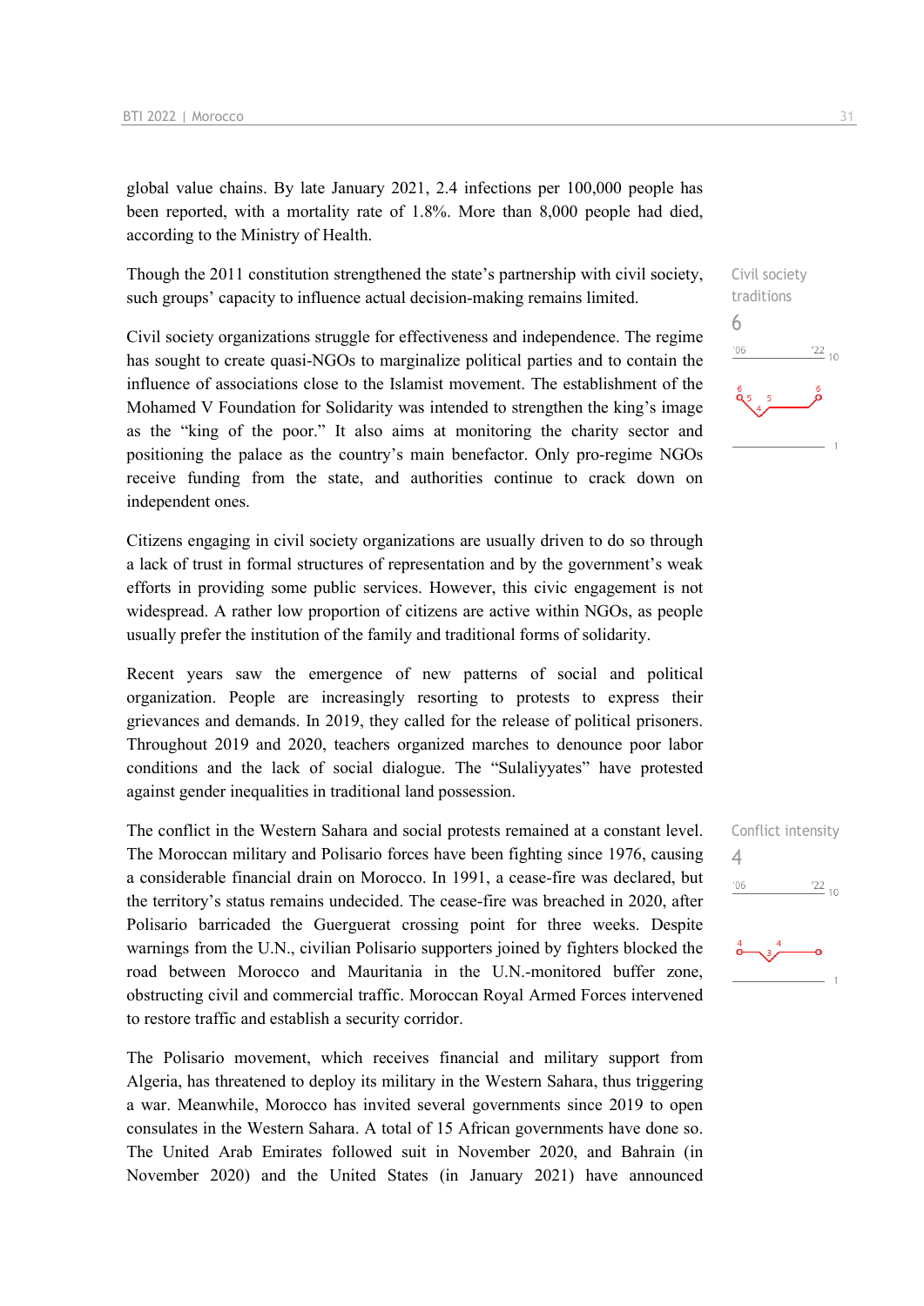global value chains. By late January 2021, 2.4 infections per 100,000 people has been reported, with a mortality rate of 1.8%. More than 8,000 people had died, according to the Ministry of Health.

Though the 2011 constitution strengthened the state's partnership with civil society, such groups' capacity to influence actual decision-making remains limited.

Civil society traditions
6
'06
'22
10
6 5 4 5 6
1

Civil society organizations struggle for effectiveness and independence. The regime has sought to create quasi-NGOs to marginalize political parties and to contain the influence of associations close to the Islamist movement. The establishment of the Mohamed V Foundation for Solidarity was intended to strengthen the king's image as the "king of the poor." It also aims at monitoring the charity sector and positioning the palace as the country's main benefactor. Only pro-regime NGOs receive funding from the state, and authorities continue to crack down on independent ones.

Citizens engaging in civil society organizations are usually driven to do so through a lack of trust in formal structures of representation and by the government's weak efforts in providing some public services. However, this civic engagement is not widespread. A rather low proportion of citizens are active within NGOs, as people usually prefer the institution of the family and traditional forms of solidarity.

Recent years saw the emergence of new patterns of social and political organization. People are increasingly resorting to protests to express their grievances and demands. In 2019, they called for the release of political prisoners. Throughout 2019 and 2020, teachers organized marches to denounce poor labor conditions and the lack of social dialogue. The "Sulaliyyates" have protested against gender inequalities in traditional land possession.

The conflict in the Western Sahara and social protests remained at a constant level. The Moroccan military and Polisario forces have been fighting since 1976, causing a considerable financial drain on Morocco. In 1991, a cease-fire was declared, but the territory's status remains undecided. The cease-fire was breached in 2020, after Polisario barricaded the Guerguerat crossing point for three weeks. Despite warnings from the U.N., civilian Polisario supporters joined by fighters blocked the road between Morocco and Mauritania in the U.N.-monitored buffer zone, obstructing civil and commercial traffic. Moroccan Royal Armed Forces intervened to restore traffic and establish a security corridor.

Conflict intensity
4
'06
'22
10
4 3 4
1

The Polisario movement, which receives financial and military support from Algeria, has threatened to deploy its military in the Western Sahara, thus triggering a war. Meanwhile, Morocco has invited several governments since 2019 to open consulates in the Western Sahara. A total of 15 African governments have done so. The United Arab Emirates followed suit in November 2020, and Bahrain (in November 2020) and the United States (in January 2021) have announced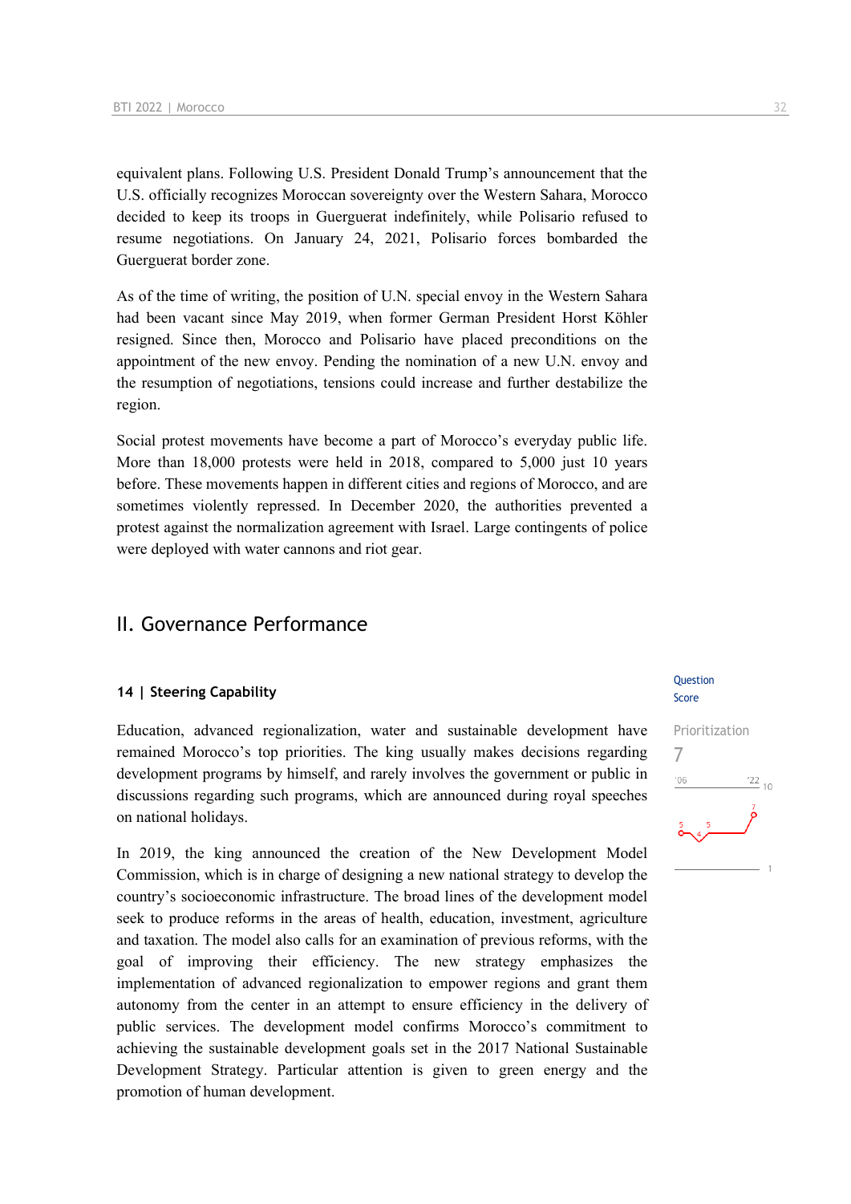equivalent plans. Following U.S. President Donald Trump's announcement that the U.S. officially recognizes Moroccan sovereignty over the Western Sahara, Morocco decided to keep its troops in Guerguerat indefinitely, while Polisario refused to resume negotiations. On January 24, 2021, Polisario forces bombarded the Guerguerat border zone.

As of the time of writing, the position of U.N. special envoy in the Western Sahara had been vacant since May 2019, when former German President Horst Köhler resigned. Since then, Morocco and Polisario have placed preconditions on the appointment of the new envoy. Pending the nomination of a new U.N. envoy and the resumption of negotiations, tensions could increase and further destabilize the region.

Social protest movements have become a part of Morocco's everyday public life. More than 18,000 protests were held in 2018, compared to 5,000 just 10 years before. These movements happen in different cities and regions of Morocco, and are sometimes violently repressed. In December 2020, the authorities prevented a protest against the normalization agreement with Israel. Large contingents of police were deployed with water cannons and riot gear.

## II. Governance Performance

### 14 | Steering Capability

Question Score

Prioritization
7

'06 '22 10

5 4 5 7

1

Education, advanced regionalization, water and sustainable development have remained Morocco's top priorities. The king usually makes decisions regarding development programs by himself, and rarely involves the government or public in discussions regarding such programs, which are announced during royal speeches on national holidays.

In 2019, the king announced the creation of the New Development Model Commission, which is in charge of designing a new national strategy to develop the country's socioeconomic infrastructure. The broad lines of the development model seek to produce reforms in the areas of health, education, investment, agriculture and taxation. The model also calls for an examination of previous reforms, with the goal of improving their efficiency. The new strategy emphasizes the implementation of advanced regionalization to empower regions and grant them autonomy from the center in an attempt to ensure efficiency in the delivery of public services. The development model confirms Morocco's commitment to achieving the sustainable development goals set in the 2017 National Sustainable Development Strategy. Particular attention is given to green energy and the promotion of human development.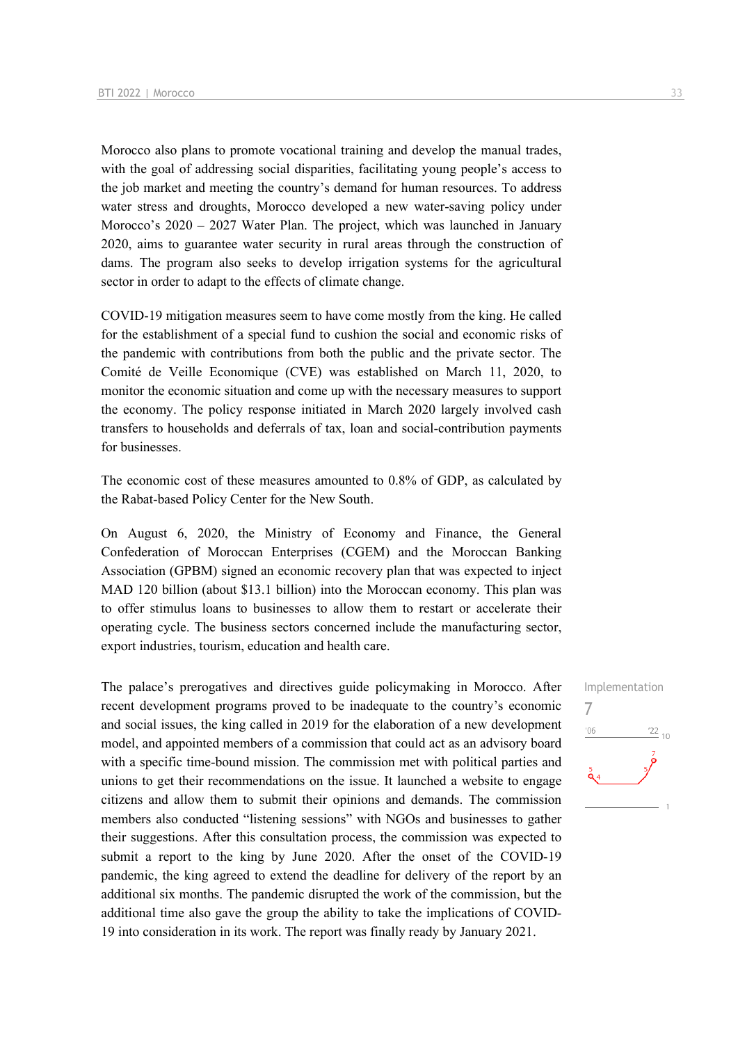Morocco also plans to promote vocational training and develop the manual trades, with the goal of addressing social disparities, facilitating young people's access to the job market and meeting the country's demand for human resources. To address water stress and droughts, Morocco developed a new water-saving policy under Morocco's 2020 – 2027 Water Plan. The project, which was launched in January 2020, aims to guarantee water security in rural areas through the construction of dams. The program also seeks to develop irrigation systems for the agricultural sector in order to adapt to the effects of climate change.

COVID-19 mitigation measures seem to have come mostly from the king. He called for the establishment of a special fund to cushion the social and economic risks of the pandemic with contributions from both the public and the private sector. The Comité de Veille Economique (CVE) was established on March 11, 2020, to monitor the economic situation and come up with the necessary measures to support the economy. The policy response initiated in March 2020 largely involved cash transfers to households and deferrals of tax, loan and social-contribution payments for businesses.

The economic cost of these measures amounted to 0.8% of GDP, as calculated by the Rabat-based Policy Center for the New South.

On August 6, 2020, the Ministry of Economy and Finance, the General Confederation of Moroccan Enterprises (CGEM) and the Moroccan Banking Association (GPBM) signed an economic recovery plan that was expected to inject MAD 120 billion (about $13.1 billion) into the Moroccan economy. This plan was to offer stimulus loans to businesses to allow them to restart or accelerate their operating cycle. The business sectors concerned include the manufacturing sector, export industries, tourism, education and health care.

Implementation
7

'06 '22 10

1

The palace's prerogatives and directives guide policymaking in Morocco. After recent development programs proved to be inadequate to the country's economic and social issues, the king called in 2019 for the elaboration of a new development model, and appointed members of a commission that could act as an advisory board with a specific time-bound mission. The commission met with political parties and unions to get their recommendations on the issue. It launched a website to engage citizens and allow them to submit their opinions and demands. The commission members also conducted "listening sessions" with NGOs and businesses to gather their suggestions. After this consultation process, the commission was expected to submit a report to the king by June 2020. After the onset of the COVID-19 pandemic, the king agreed to extend the deadline for delivery of the report by an additional six months. The pandemic disrupted the work of the commission, but the additional time also gave the group the ability to take the implications of COVID-19 into consideration in its work. The report was finally ready by January 2021.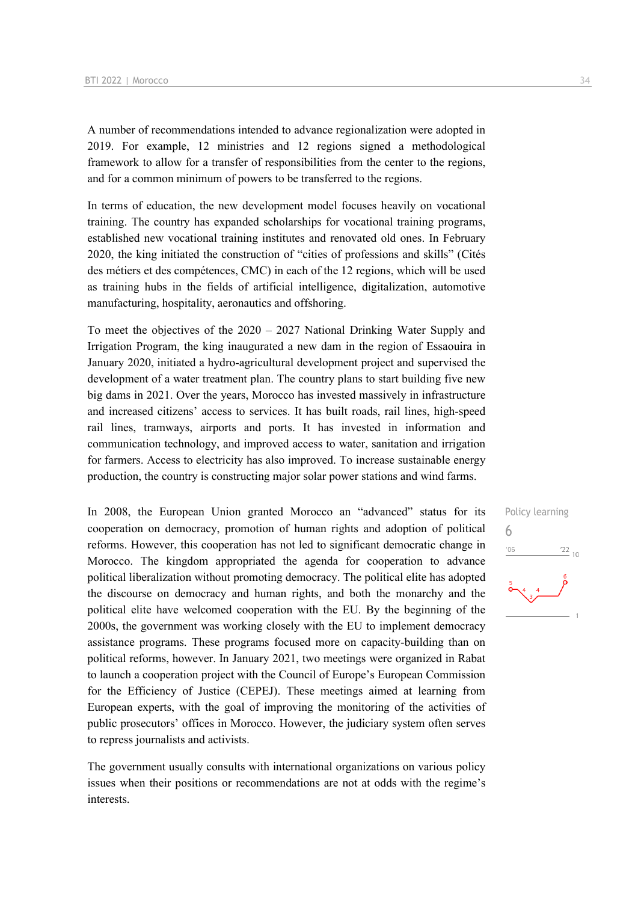A number of recommendations intended to advance regionalization were adopted in 2019. For example, 12 ministries and 12 regions signed a methodological framework to allow for a transfer of responsibilities from the center to the regions, and for a common minimum of powers to be transferred to the regions.

In terms of education, the new development model focuses heavily on vocational training. The country has expanded scholarships for vocational training programs, established new vocational training institutes and renovated old ones. In February 2020, the king initiated the construction of "cities of professions and skills" (Cités des métiers et des compétences, CMC) in each of the 12 regions, which will be used as training hubs in the fields of artificial intelligence, digitalization, automotive manufacturing, hospitality, aeronautics and offshoring.

To meet the objectives of the 2020 – 2027 National Drinking Water Supply and Irrigation Program, the king inaugurated a new dam in the region of Essaouira in January 2020, initiated a hydro-agricultural development project and supervised the development of a water treatment plan. The country plans to start building five new big dams in 2021. Over the years, Morocco has invested massively in infrastructure and increased citizens' access to services. It has built roads, rail lines, high-speed rail lines, tramways, airports and ports. It has invested in information and communication technology, and improved access to water, sanitation and irrigation for farmers. Access to electricity has also improved. To increase sustainable energy production, the country is constructing major solar power stations and wind farms.

Policy learning

6

'06 '22 10

5 4 3 4 6

1

In 2008, the European Union granted Morocco an "advanced" status for its cooperation on democracy, promotion of human rights and adoption of political reforms. However, this cooperation has not led to significant democratic change in Morocco. The kingdom appropriated the agenda for cooperation to advance political liberalization without promoting democracy. The political elite has adopted the discourse on democracy and human rights, and both the monarchy and the political elite have welcomed cooperation with the EU. By the beginning of the 2000s, the government was working closely with the EU to implement democracy assistance programs. These programs focused more on capacity-building than on political reforms, however. In January 2021, two meetings were organized in Rabat to launch a cooperation project with the Council of Europe's European Commission for the Efficiency of Justice (CEPEJ). These meetings aimed at learning from European experts, with the goal of improving the monitoring of the activities of public prosecutors' offices in Morocco. However, the judiciary system often serves to repress journalists and activists.

The government usually consults with international organizations on various policy issues when their positions or recommendations are not at odds with the regime's interests.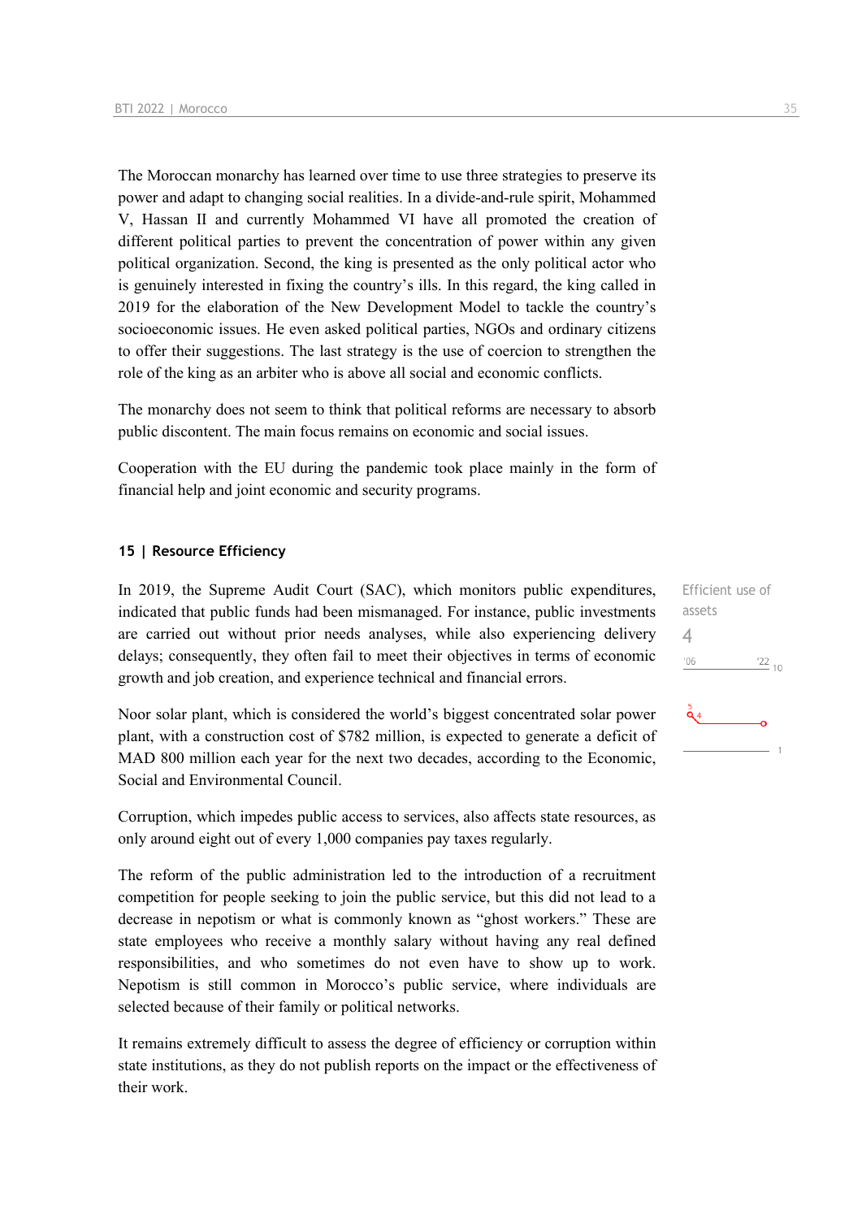The Moroccan monarchy has learned over time to use three strategies to preserve its power and adapt to changing social realities. In a divide-and-rule spirit, Mohammed V, Hassan II and currently Mohammed VI have all promoted the creation of different political parties to prevent the concentration of power within any given political organization. Second, the king is presented as the only political actor who is genuinely interested in fixing the country's ills. In this regard, the king called in 2019 for the elaboration of the New Development Model to tackle the country's socioeconomic issues. He even asked political parties, NGOs and ordinary citizens to offer their suggestions. The last strategy is the use of coercion to strengthen the role of the king as an arbiter who is above all social and economic conflicts.

The monarchy does not seem to think that political reforms are necessary to absorb public discontent. The main focus remains on economic and social issues.

Cooperation with the EU during the pandemic took place mainly in the form of financial help and joint economic and security programs.

### 15 | Resource Efficiency

Efficient use of assets

4

'06 '22 10

5 4

1

In 2019, the Supreme Audit Court (SAC), which monitors public expenditures, indicated that public funds had been mismanaged. For instance, public investments are carried out without prior needs analyses, while also experiencing delivery delays; consequently, they often fail to meet their objectives in terms of economic growth and job creation, and experience technical and financial errors.

Noor solar plant, which is considered the world's biggest concentrated solar power plant, with a construction cost of $782 million, is expected to generate a deficit of MAD 800 million each year for the next two decades, according to the Economic, Social and Environmental Council.

Corruption, which impedes public access to services, also affects state resources, as only around eight out of every 1,000 companies pay taxes regularly.

The reform of the public administration led to the introduction of a recruitment competition for people seeking to join the public service, but this did not lead to a decrease in nepotism or what is commonly known as "ghost workers." These are state employees who receive a monthly salary without having any real defined responsibilities, and who sometimes do not even have to show up to work. Nepotism is still common in Morocco's public service, where individuals are selected because of their family or political networks.

It remains extremely difficult to assess the degree of efficiency or corruption within state institutions, as they do not publish reports on the impact or the effectiveness of their work.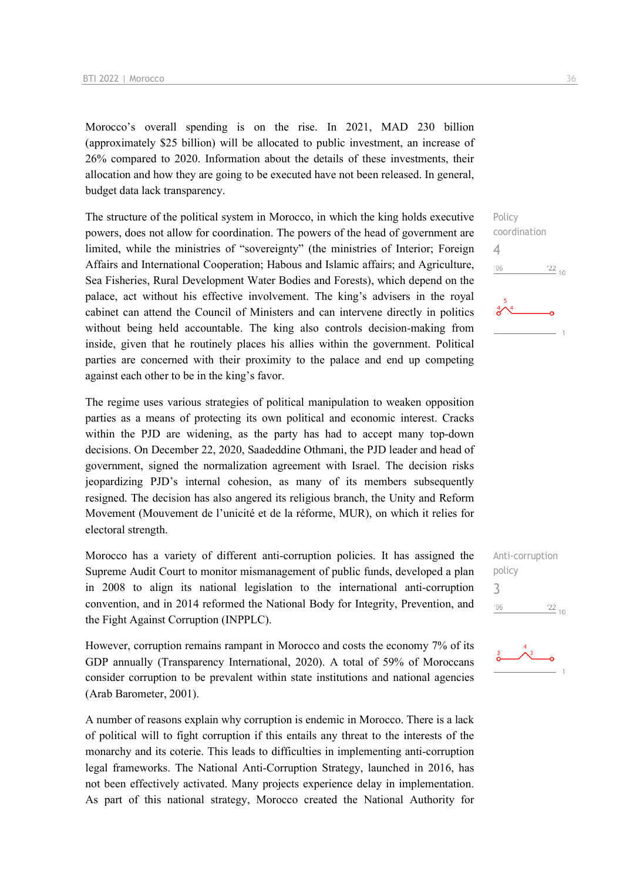Morocco's overall spending is on the rise. In 2021, MAD 230 billion (approximately $25 billion) will be allocated to public investment, an increase of 26% compared to 2020. Information about the details of these investments, their allocation and how they are going to be executed have not been released. In general, budget data lack transparency.

Policy coordination
4

The structure of the political system in Morocco, in which the king holds executive powers, does not allow for coordination. The powers of the head of government are limited, while the ministries of "sovereignty" (the ministries of Interior; Foreign Affairs and International Cooperation; Habous and Islamic affairs; and Agriculture, Sea Fisheries, Rural Development Water Bodies and Forests), which depend on the palace, act without his effective involvement. The king's advisers in the royal cabinet can attend the Council of Ministers and can intervene directly in politics without being held accountable. The king also controls decision-making from inside, given that he routinely places his allies within the government. Political parties are concerned with their proximity to the palace and end up competing against each other to be in the king's favor.

The regime uses various strategies of political manipulation to weaken opposition parties as a means of protecting its own political and economic interest. Cracks within the PJD are widening, as the party has had to accept many top-down decisions. On December 22, 2020, Saadeddine Othmani, the PJD leader and head of government, signed the normalization agreement with Israel. The decision risks jeopardizing PJD's internal cohesion, as many of its members subsequently resigned. The decision has also angered its religious branch, the Unity and Reform Movement (Mouvement de l'unicité et de la réforme, MUR), on which it relies for electoral strength.

Anti-corruption policy
3

Morocco has a variety of different anti-corruption policies. It has assigned the Supreme Audit Court to monitor mismanagement of public funds, developed a plan in 2008 to align its national legislation to the international anti-corruption convention, and in 2014 reformed the National Body for Integrity, Prevention, and the Fight Against Corruption (INPPLC).

However, corruption remains rampant in Morocco and costs the economy 7% of its GDP annually (Transparency International, 2020). A total of 59% of Moroccans consider corruption to be prevalent within state institutions and national agencies (Arab Barometer, 2001).

A number of reasons explain why corruption is endemic in Morocco. There is a lack of political will to fight corruption if this entails any threat to the interests of the monarchy and its coterie. This leads to difficulties in implementing anti-corruption legal frameworks. The National Anti-Corruption Strategy, launched in 2016, has not been effectively activated. Many projects experience delay in implementation. As part of this national strategy, Morocco created the National Authority for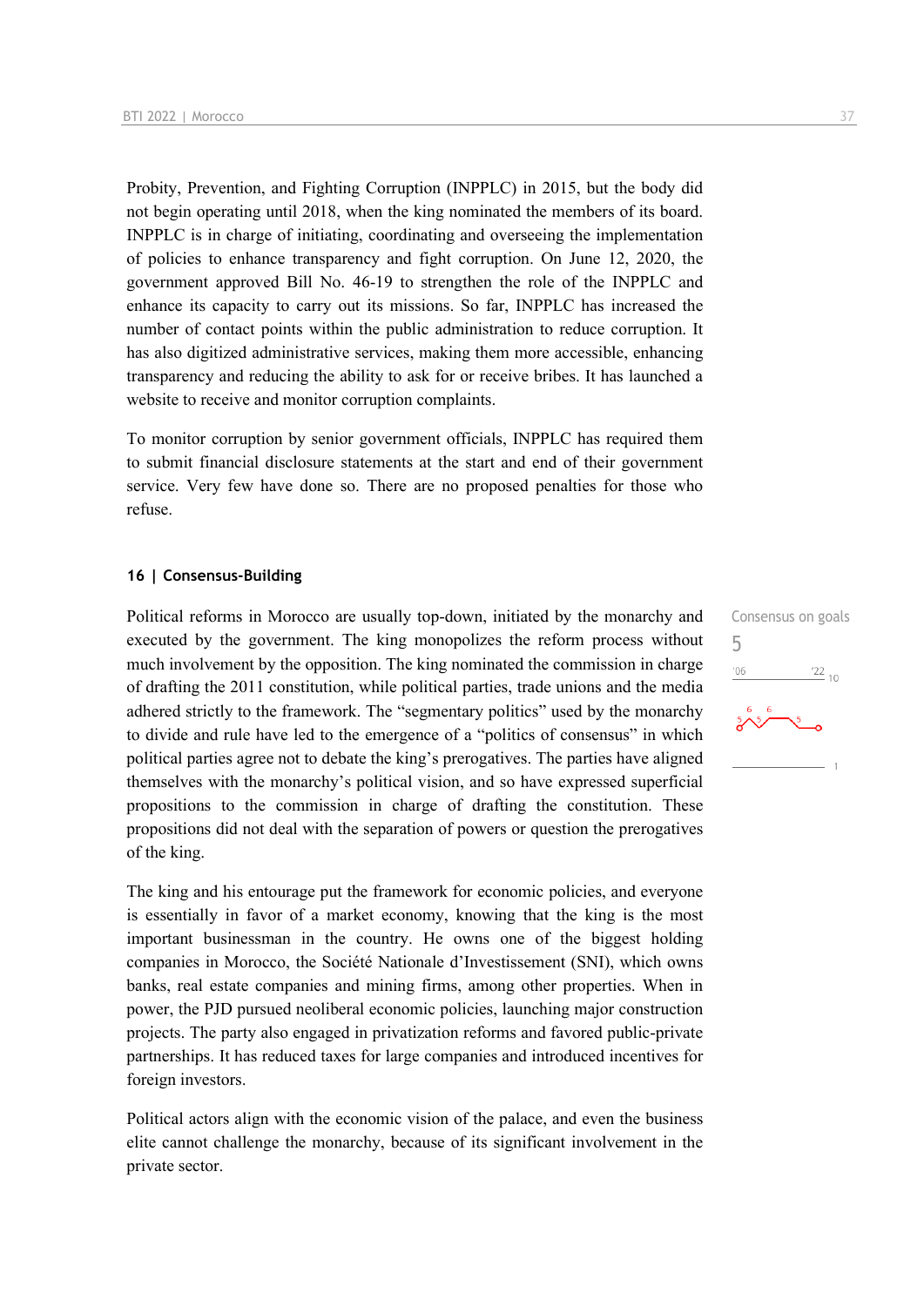Probity, Prevention, and Fighting Corruption (INPPLC) in 2015, but the body did not begin operating until 2018, when the king nominated the members of its board. INPPLC is in charge of initiating, coordinating and overseeing the implementation of policies to enhance transparency and fight corruption. On June 12, 2020, the government approved Bill No. 46-19 to strengthen the role of the INPPLC and enhance its capacity to carry out its missions. So far, INPPLC has increased the number of contact points within the public administration to reduce corruption. It has also digitized administrative services, making them more accessible, enhancing transparency and reducing the ability to ask for or receive bribes. It has launched a website to receive and monitor corruption complaints.

To monitor corruption by senior government officials, INPPLC has required them to submit financial disclosure statements at the start and end of their government service. Very few have done so. There are no proposed penalties for those who refuse.

## 16 | Consensus-Building

Consensus on goals

5

'06 '22 10

6 6

5 5 5

1

Political reforms in Morocco are usually top-down, initiated by the monarchy and executed by the government. The king monopolizes the reform process without much involvement by the opposition. The king nominated the commission in charge of drafting the 2011 constitution, while political parties, trade unions and the media adhered strictly to the framework. The "segmentary politics" used by the monarchy to divide and rule have led to the emergence of a "politics of consensus" in which political parties agree not to debate the king's prerogatives. The parties have aligned themselves with the monarchy's political vision, and so have expressed superficial propositions to the commission in charge of drafting the constitution. These propositions did not deal with the separation of powers or question the prerogatives of the king.

The king and his entourage put the framework for economic policies, and everyone is essentially in favor of a market economy, knowing that the king is the most important businessman in the country. He owns one of the biggest holding companies in Morocco, the Société Nationale d'Investissement (SNI), which owns banks, real estate companies and mining firms, among other properties. When in power, the PJD pursued neoliberal economic policies, launching major construction projects. The party also engaged in privatization reforms and favored public-private partnerships. It has reduced taxes for large companies and introduced incentives for foreign investors.

Political actors align with the economic vision of the palace, and even the business elite cannot challenge the monarchy, because of its significant involvement in the private sector.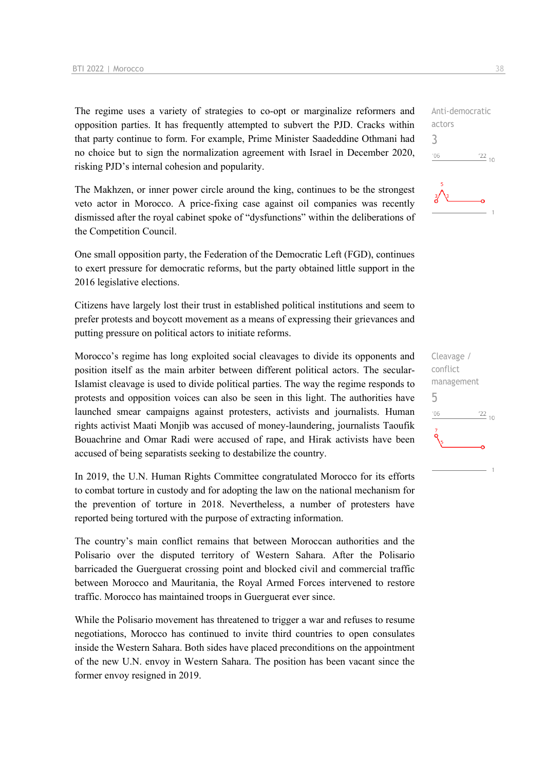The regime uses a variety of strategies to co-opt or marginalize reformers and opposition parties. It has frequently attempted to subvert the PJD. Cracks within that party continue to form. For example, Prime Minister Saadeddine Othmani had no choice but to sign the normalization agreement with Israel in December 2020, risking PJD's internal cohesion and popularity.

Anti-democratic actors
3
'06 '22 10
5
3 3
1

The Makhzen, or inner power circle around the king, continues to be the strongest veto actor in Morocco. A price-fixing case against oil companies was recently dismissed after the royal cabinet spoke of "dysfunctions" within the deliberations of the Competition Council.

One small opposition party, the Federation of the Democratic Left (FGD), continues to exert pressure for democratic reforms, but the party obtained little support in the 2016 legislative elections.

Citizens have largely lost their trust in established political institutions and seem to prefer protests and boycott movement as a means of expressing their grievances and putting pressure on political actors to initiate reforms.

Morocco's regime has long exploited social cleavages to divide its opponents and position itself as the main arbiter between different political actors. The secular-Islamist cleavage is used to divide political parties. The way the regime responds to protests and opposition voices can also be seen in this light. The authorities have launched smear campaigns against protesters, activists and journalists. Human rights activist Maati Monjib was accused of money-laundering, journalists Taoufik Bouachrine and Omar Radi were accused of rape, and Hirak activists have been accused of being separatists seeking to destabilize the country.

Cleavage / conflict management
5
'06 '22 10
7
5
1

In 2019, the U.N. Human Rights Committee congratulated Morocco for its efforts to combat torture in custody and for adopting the law on the national mechanism for the prevention of torture in 2018. Nevertheless, a number of protesters have reported being tortured with the purpose of extracting information.

The country's main conflict remains that between Moroccan authorities and the Polisario over the disputed territory of Western Sahara. After the Polisario barricaded the Guerguerat crossing point and blocked civil and commercial traffic between Morocco and Mauritania, the Royal Armed Forces intervened to restore traffic. Morocco has maintained troops in Guerguerat ever since.

While the Polisario movement has threatened to trigger a war and refuses to resume negotiations, Morocco has continued to invite third countries to open consulates inside the Western Sahara. Both sides have placed preconditions on the appointment of the new U.N. envoy in Western Sahara. The position has been vacant since the former envoy resigned in 2019.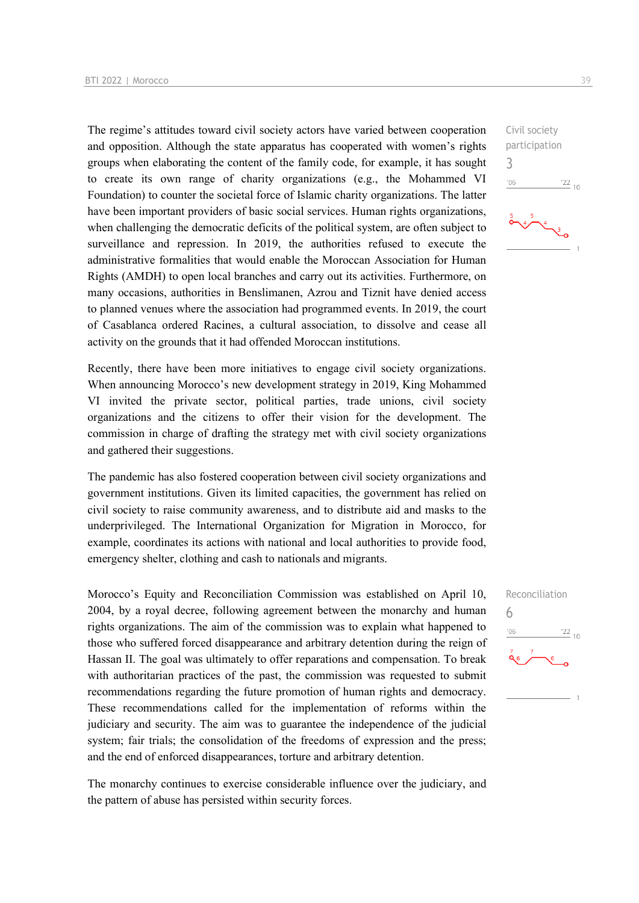The regime's attitudes toward civil society actors have varied between cooperation and opposition. Although the state apparatus has cooperated with women's rights groups when elaborating the content of the family code, for example, it has sought to create its own range of charity organizations (e.g., the Mohammed VI Foundation) to counter the societal force of Islamic charity organizations. The latter have been important providers of basic social services. Human rights organizations, when challenging the democratic deficits of the political system, are often subject to surveillance and repression. In 2019, the authorities refused to execute the administrative formalities that would enable the Moroccan Association for Human Rights (AMDH) to open local branches and carry out its activities. Furthermore, on many occasions, authorities in Benslimanen, Azrou and Tiznit have denied access to planned venues where the association had programmed events. In 2019, the court of Casablanca ordered Racines, a cultural association, to dissolve and cease all activity on the grounds that it had offended Moroccan institutions.

Civil society participation
3
'06 '22 10
5 4 5 4 3
1

Recently, there have been more initiatives to engage civil society organizations. When announcing Morocco's new development strategy in 2019, King Mohammed VI invited the private sector, political parties, trade unions, civil society organizations and the citizens to offer their vision for the development. The commission in charge of drafting the strategy met with civil society organizations and gathered their suggestions.

The pandemic has also fostered cooperation between civil society organizations and government institutions. Given its limited capacities, the government has relied on civil society to raise community awareness, and to distribute aid and masks to the underprivileged. The International Organization for Migration in Morocco, for example, coordinates its actions with national and local authorities to provide food, emergency shelter, clothing and cash to nationals and migrants.

Morocco's Equity and Reconciliation Commission was established on April 10, 2004, by a royal decree, following agreement between the monarchy and human rights organizations. The aim of the commission was to explain what happened to those who suffered forced disappearance and arbitrary detention during the reign of Hassan II. The goal was ultimately to offer reparations and compensation. To break with authoritarian practices of the past, the commission was requested to submit recommendations regarding the future promotion of human rights and democracy. These recommendations called for the implementation of reforms within the judiciary and security. The aim was to guarantee the independence of the judicial system; fair trials; the consolidation of the freedoms of expression and the press; and the end of enforced disappearances, torture and arbitrary detention.

Reconciliation
6
'06 '22 10
7 6 7 6
1

The monarchy continues to exercise considerable influence over the judiciary, and the pattern of abuse has persisted within security forces.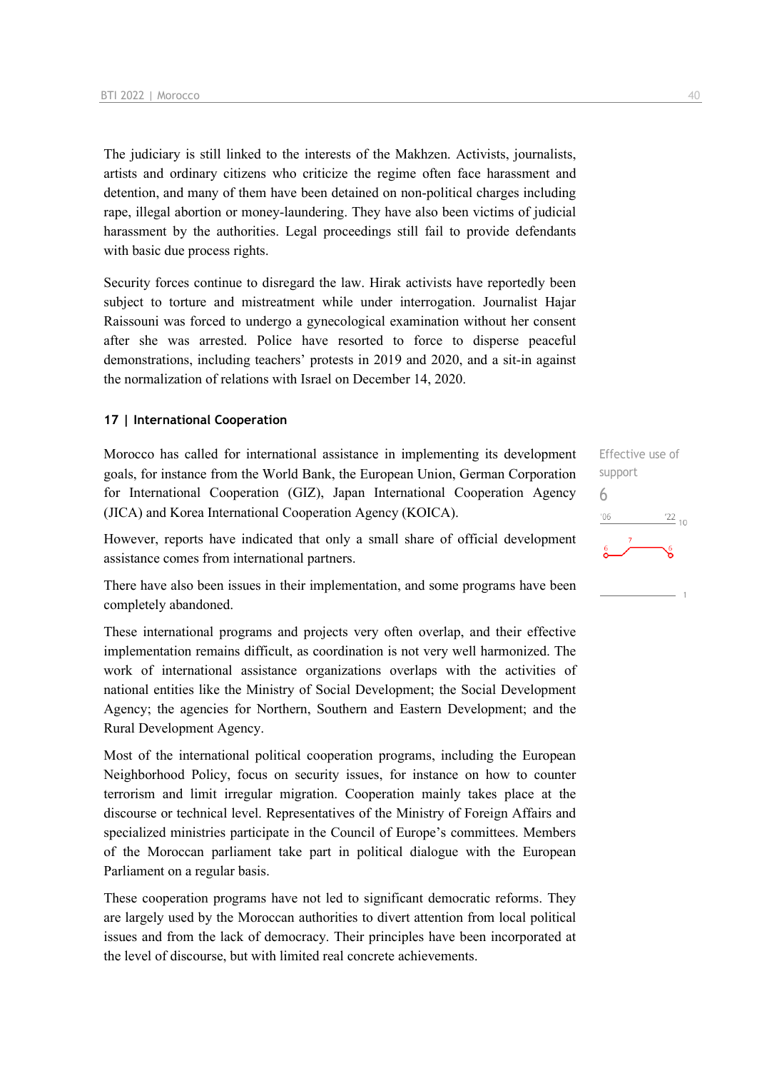The judiciary is still linked to the interests of the Makhzen. Activists, journalists, artists and ordinary citizens who criticize the regime often face harassment and detention, and many of them have been detained on non-political charges including rape, illegal abortion or money-laundering. They have also been victims of judicial harassment by the authorities. Legal proceedings still fail to provide defendants with basic due process rights.

Security forces continue to disregard the law. Hirak activists have reportedly been subject to torture and mistreatment while under interrogation. Journalist Hajar Raissouni was forced to undergo a gynecological examination without her consent after she was arrested. Police have resorted to force to disperse peaceful demonstrations, including teachers' protests in 2019 and 2020, and a sit-in against the normalization of relations with Israel on December 14, 2020.

### 17 | International Cooperation

Effective use of support

6

'06

'22

10

6

7

6

1

Morocco has called for international assistance in implementing its development goals, for instance from the World Bank, the European Union, German Corporation for International Cooperation (GIZ), Japan International Cooperation Agency (JICA) and Korea International Cooperation Agency (KOICA).

However, reports have indicated that only a small share of official development assistance comes from international partners.

There have also been issues in their implementation, and some programs have been completely abandoned.

These international programs and projects very often overlap, and their effective implementation remains difficult, as coordination is not very well harmonized. The work of international assistance organizations overlaps with the activities of national entities like the Ministry of Social Development; the Social Development Agency; the agencies for Northern, Southern and Eastern Development; and the Rural Development Agency.

Most of the international political cooperation programs, including the European Neighborhood Policy, focus on security issues, for instance on how to counter terrorism and limit irregular migration. Cooperation mainly takes place at the discourse or technical level. Representatives of the Ministry of Foreign Affairs and specialized ministries participate in the Council of Europe's committees. Members of the Moroccan parliament take part in political dialogue with the European Parliament on a regular basis.

These cooperation programs have not led to significant democratic reforms. They are largely used by the Moroccan authorities to divert attention from local political issues and from the lack of democracy. Their principles have been incorporated at the level of discourse, but with limited real concrete achievements.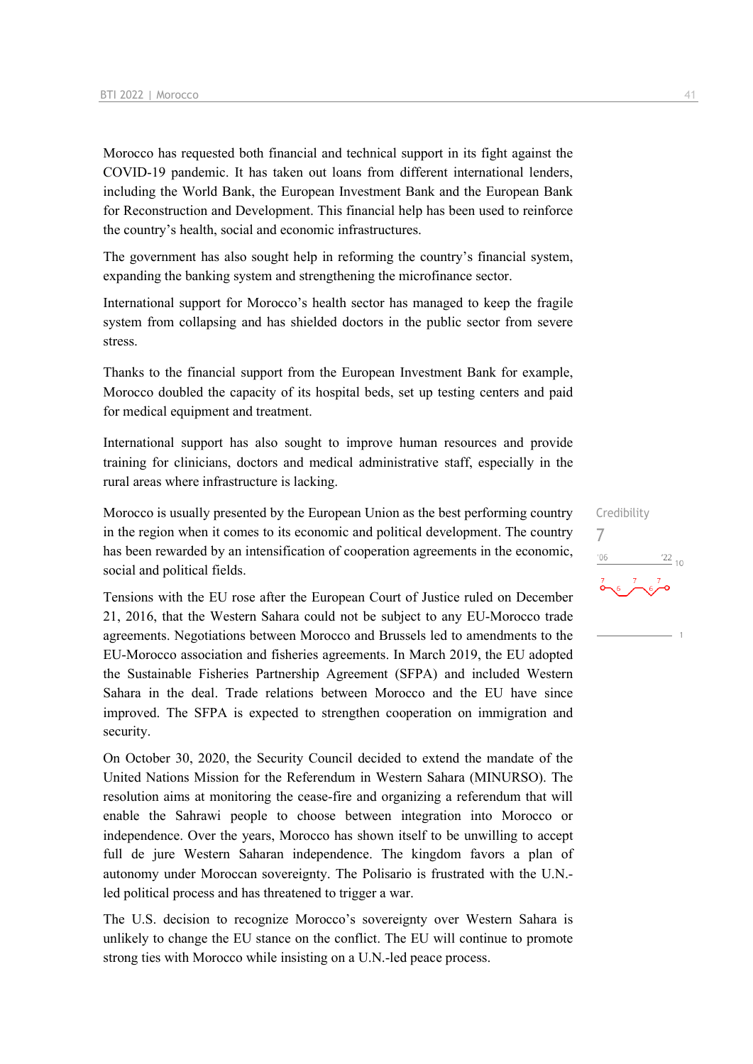Morocco has requested both financial and technical support in its fight against the COVID-19 pandemic. It has taken out loans from different international lenders, including the World Bank, the European Investment Bank and the European Bank for Reconstruction and Development. This financial help has been used to reinforce the country's health, social and economic infrastructures.

The government has also sought help in reforming the country's financial system, expanding the banking system and strengthening the microfinance sector.

International support for Morocco's health sector has managed to keep the fragile system from collapsing and has shielded doctors in the public sector from severe stress.

Thanks to the financial support from the European Investment Bank for example, Morocco doubled the capacity of its hospital beds, set up testing centers and paid for medical equipment and treatment.

International support has also sought to improve human resources and provide training for clinicians, doctors and medical administrative staff, especially in the rural areas where infrastructure is lacking.

Credibility

7

'06 '22 10

7 6 7 6 7

1

Morocco is usually presented by the European Union as the best performing country in the region when it comes to its economic and political development. The country has been rewarded by an intensification of cooperation agreements in the economic, social and political fields.

Tensions with the EU rose after the European Court of Justice ruled on December 21, 2016, that the Western Sahara could not be subject to any EU-Morocco trade agreements. Negotiations between Morocco and Brussels led to amendments to the EU-Morocco association and fisheries agreements. In March 2019, the EU adopted the Sustainable Fisheries Partnership Agreement (SFPA) and included Western Sahara in the deal. Trade relations between Morocco and the EU have since improved. The SFPA is expected to strengthen cooperation on immigration and security.

On October 30, 2020, the Security Council decided to extend the mandate of the United Nations Mission for the Referendum in Western Sahara (MINURSO). The resolution aims at monitoring the cease-fire and organizing a referendum that will enable the Sahrawi people to choose between integration into Morocco or independence. Over the years, Morocco has shown itself to be unwilling to accept full de jure Western Saharan independence. The kingdom favors a plan of autonomy under Moroccan sovereignty. The Polisario is frustrated with the U.N.-led political process and has threatened to trigger a war.

The U.S. decision to recognize Morocco's sovereignty over Western Sahara is unlikely to change the EU stance on the conflict. The EU will continue to promote strong ties with Morocco while insisting on a U.N.-led peace process.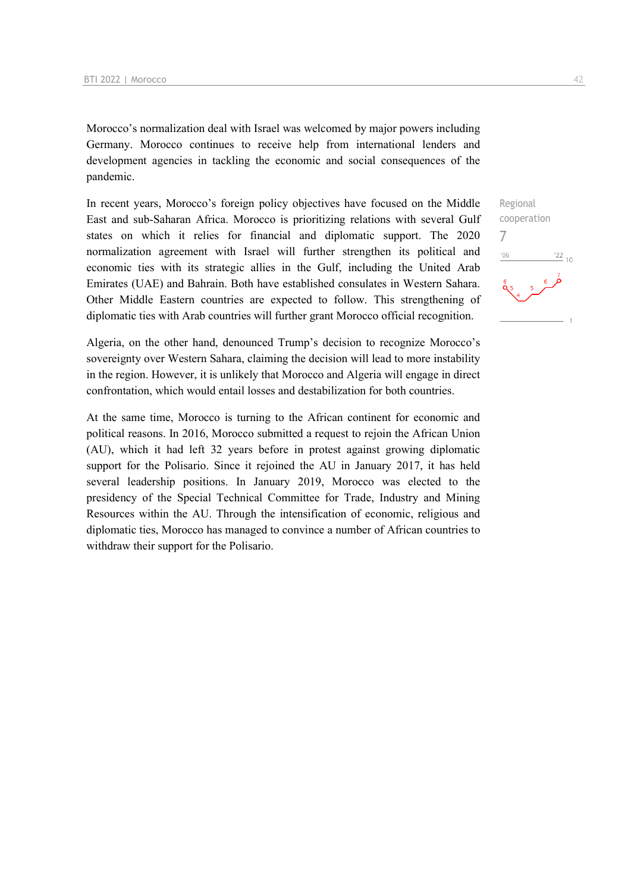Morocco's normalization deal with Israel was welcomed by major powers including Germany. Morocco continues to receive help from international lenders and development agencies in tackling the economic and social consequences of the pandemic.

In recent years, Morocco's foreign policy objectives have focused on the Middle East and sub-Saharan Africa. Morocco is prioritizing relations with several Gulf states on which it relies for financial and diplomatic support. The 2020 normalization agreement with Israel will further strengthen its political and economic ties with its strategic allies in the Gulf, including the United Arab Emirates (UAE) and Bahrain. Both have established consulates in Western Sahara. Other Middle Eastern countries are expected to follow. This strengthening of diplomatic ties with Arab countries will further grant Morocco official recognition.

Regional cooperation
7

'06 '22 10
6 5 4 5 6 7
1

Algeria, on the other hand, denounced Trump's decision to recognize Morocco's sovereignty over Western Sahara, claiming the decision will lead to more instability in the region. However, it is unlikely that Morocco and Algeria will engage in direct confrontation, which would entail losses and destabilization for both countries.

At the same time, Morocco is turning to the African continent for economic and political reasons. In 2016, Morocco submitted a request to rejoin the African Union (AU), which it had left 32 years before in protest against growing diplomatic support for the Polisario. Since it rejoined the AU in January 2017, it has held several leadership positions. In January 2019, Morocco was elected to the presidency of the Special Technical Committee for Trade, Industry and Mining Resources within the AU. Through the intensification of economic, religious and diplomatic ties, Morocco has managed to convince a number of African countries to withdraw their support for the Polisario.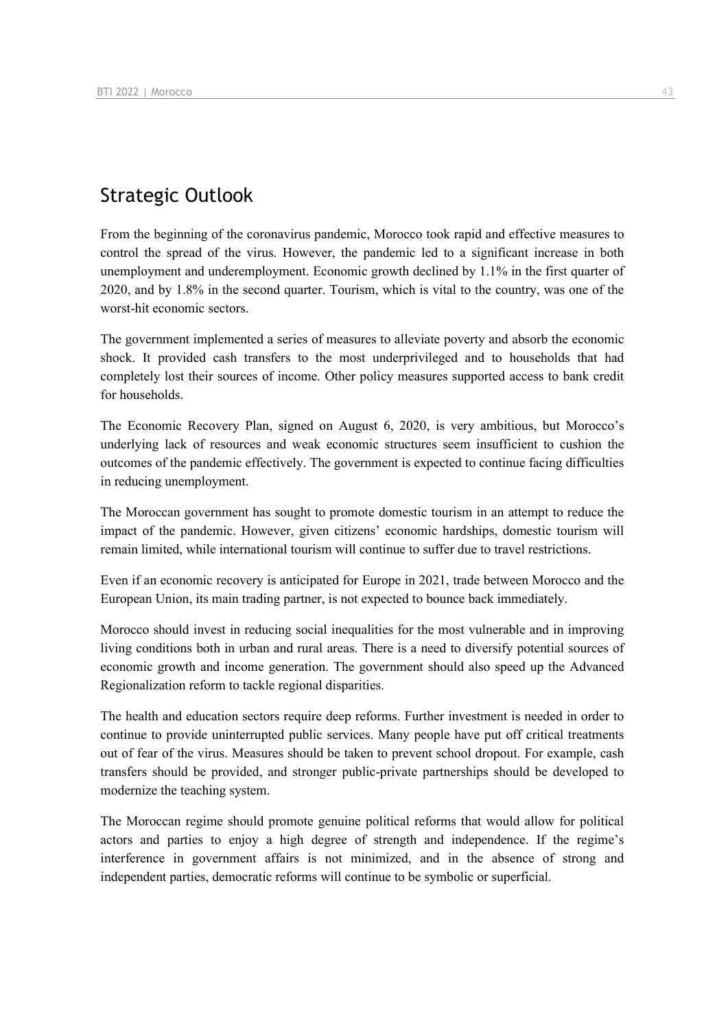## Strategic Outlook

From the beginning of the coronavirus pandemic, Morocco took rapid and effective measures to control the spread of the virus. However, the pandemic led to a significant increase in both unemployment and underemployment. Economic growth declined by 1.1% in the first quarter of 2020, and by 1.8% in the second quarter. Tourism, which is vital to the country, was one of the worst-hit economic sectors.

The government implemented a series of measures to alleviate poverty and absorb the economic shock. It provided cash transfers to the most underprivileged and to households that had completely lost their sources of income. Other policy measures supported access to bank credit for households.

The Economic Recovery Plan, signed on August 6, 2020, is very ambitious, but Morocco's underlying lack of resources and weak economic structures seem insufficient to cushion the outcomes of the pandemic effectively. The government is expected to continue facing difficulties in reducing unemployment.

The Moroccan government has sought to promote domestic tourism in an attempt to reduce the impact of the pandemic. However, given citizens' economic hardships, domestic tourism will remain limited, while international tourism will continue to suffer due to travel restrictions.

Even if an economic recovery is anticipated for Europe in 2021, trade between Morocco and the European Union, its main trading partner, is not expected to bounce back immediately.

Morocco should invest in reducing social inequalities for the most vulnerable and in improving living conditions both in urban and rural areas. There is a need to diversify potential sources of economic growth and income generation. The government should also speed up the Advanced Regionalization reform to tackle regional disparities.

The health and education sectors require deep reforms. Further investment is needed in order to continue to provide uninterrupted public services. Many people have put off critical treatments out of fear of the virus. Measures should be taken to prevent school dropout. For example, cash transfers should be provided, and stronger public-private partnerships should be developed to modernize the teaching system.

The Moroccan regime should promote genuine political reforms that would allow for political actors and parties to enjoy a high degree of strength and independence. If the regime's interference in government affairs is not minimized, and in the absence of strong and independent parties, democratic reforms will continue to be symbolic or superficial.